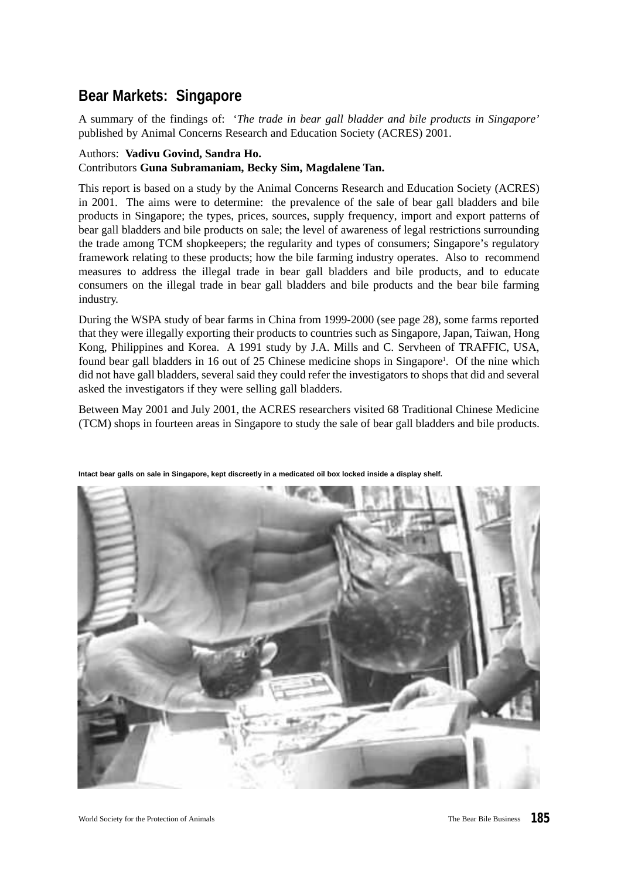## Bear Markets: Singapore

A summary of the findings of: '*The trade in bear gall bladder and bile products in Singapore*' published by Animal Concerns Research and Education Society (ACRES) 2001.

Authors: **Vadivu Govind, Sandra Ho.**
Contributors **Guna Subramaniam, Becky Sim, Magdalene Tan.**

This report is based on a study by the Animal Concerns Research and Education Society (ACRES) in 2001. The aims were to determine: the prevalence of the sale of bear gall bladders and bile products in Singapore; the types, prices, sources, supply frequency, import and export patterns of bear gall bladders and bile products on sale; the level of awareness of legal restrictions surrounding the trade among TCM shopkeepers; the regularity and types of consumers; Singapore's regulatory framework relating to these products; how the bile farming industry operates. Also to recommend measures to address the illegal trade in bear gall bladders and bile products, and to educate consumers on the illegal trade in bear gall bladders and bile products and the bear bile farming industry.

During the WSPA study of bear farms in China from 1999-2000 (see page 28), some farms reported that they were illegally exporting their products to countries such as Singapore, Japan, Taiwan, Hong Kong, Philippines and Korea. A 1991 study by J.A. Mills and C. Servheen of TRAFFIC, USA, found bear gall bladders in 16 out of 25 Chinese medicine shops in Singapore[1]. Of the nine which did not have gall bladders, several said they could refer the investigators to shops that did and several asked the investigators if they were selling gall bladders.

Between May 2001 and July 2001, the ACRES researchers visited 68 Traditional Chinese Medicine (TCM) shops in fourteen areas in Singapore to study the sale of bear gall bladders and bile products.

**Intact bear galls on sale in Singapore, kept discreetly in a medicated oil box locked inside a display shelf.**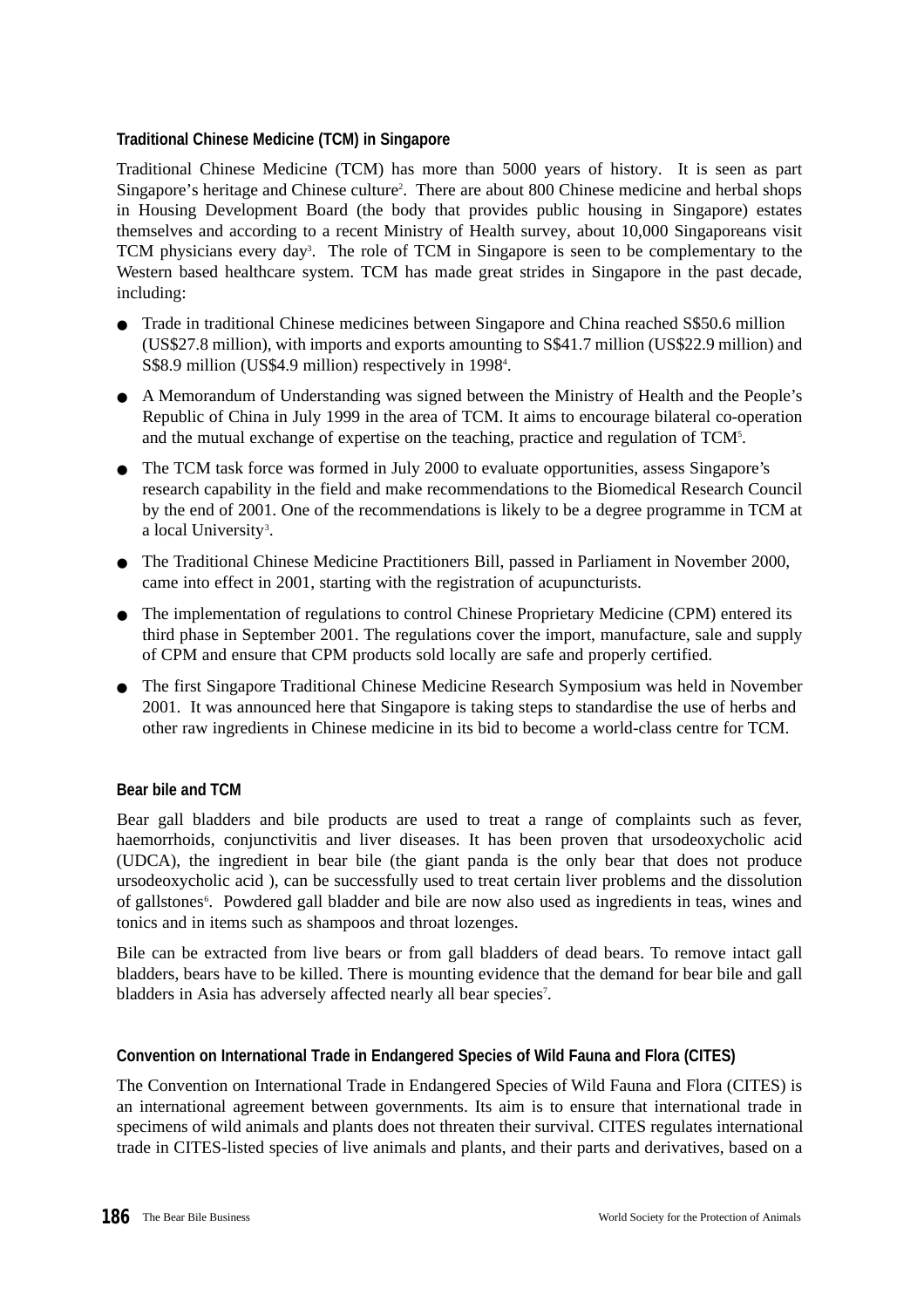### Traditional Chinese Medicine (TCM) in Singapore

Traditional Chinese Medicine (TCM) has more than 5000 years of history. It is seen as part Singapore's heritage and Chinese culture[2]. There are about 800 Chinese medicine and herbal shops in Housing Development Board (the body that provides public housing in Singapore) estates themselves and according to a recent Ministry of Health survey, about 10,000 Singaporeans visit TCM physicians every day[3]. The role of TCM in Singapore is seen to be complementary to the Western based healthcare system. TCM has made great strides in Singapore in the past decade, including:

- Trade in traditional Chinese medicines between Singapore and China reached S$50.6 million (US$27.8 million), with imports and exports amounting to S$41.7 million (US$22.9 million) and S$8.9 million (US$4.9 million) respectively in 1998[4].
- A Memorandum of Understanding was signed between the Ministry of Health and the People's Republic of China in July 1999 in the area of TCM. It aims to encourage bilateral co-operation and the mutual exchange of expertise on the teaching, practice and regulation of TCM[5].
- The TCM task force was formed in July 2000 to evaluate opportunities, assess Singapore's research capability in the field and make recommendations to the Biomedical Research Council by the end of 2001. One of the recommendations is likely to be a degree programme in TCM at a local University[3].
- The Traditional Chinese Medicine Practitioners Bill, passed in Parliament in November 2000, came into effect in 2001, starting with the registration of acupuncturists.
- The implementation of regulations to control Chinese Proprietary Medicine (CPM) entered its third phase in September 2001. The regulations cover the import, manufacture, sale and supply of CPM and ensure that CPM products sold locally are safe and properly certified.
- The first Singapore Traditional Chinese Medicine Research Symposium was held in November 2001. It was announced here that Singapore is taking steps to standardise the use of herbs and other raw ingredients in Chinese medicine in its bid to become a world-class centre for TCM.

### Bear bile and TCM

Bear gall bladders and bile products are used to treat a range of complaints such as fever, haemorrhoids, conjunctivitis and liver diseases. It has been proven that ursodeoxycholic acid (UDCA), the ingredient in bear bile (the giant panda is the only bear that does not produce ursodeoxycholic acid ), can be successfully used to treat certain liver problems and the dissolution of gallstones[6]. Powdered gall bladder and bile are now also used as ingredients in teas, wines and tonics and in items such as shampoos and throat lozenges.

Bile can be extracted from live bears or from gall bladders of dead bears. To remove intact gall bladders, bears have to be killed. There is mounting evidence that the demand for bear bile and gall bladders in Asia has adversely affected nearly all bear species[7].

### Convention on International Trade in Endangered Species of Wild Fauna and Flora (CITES)

The Convention on International Trade in Endangered Species of Wild Fauna and Flora (CITES) is an international agreement between governments. Its aim is to ensure that international trade in specimens of wild animals and plants does not threaten their survival. CITES regulates international trade in CITES-listed species of live animals and plants, and their parts and derivatives, based on a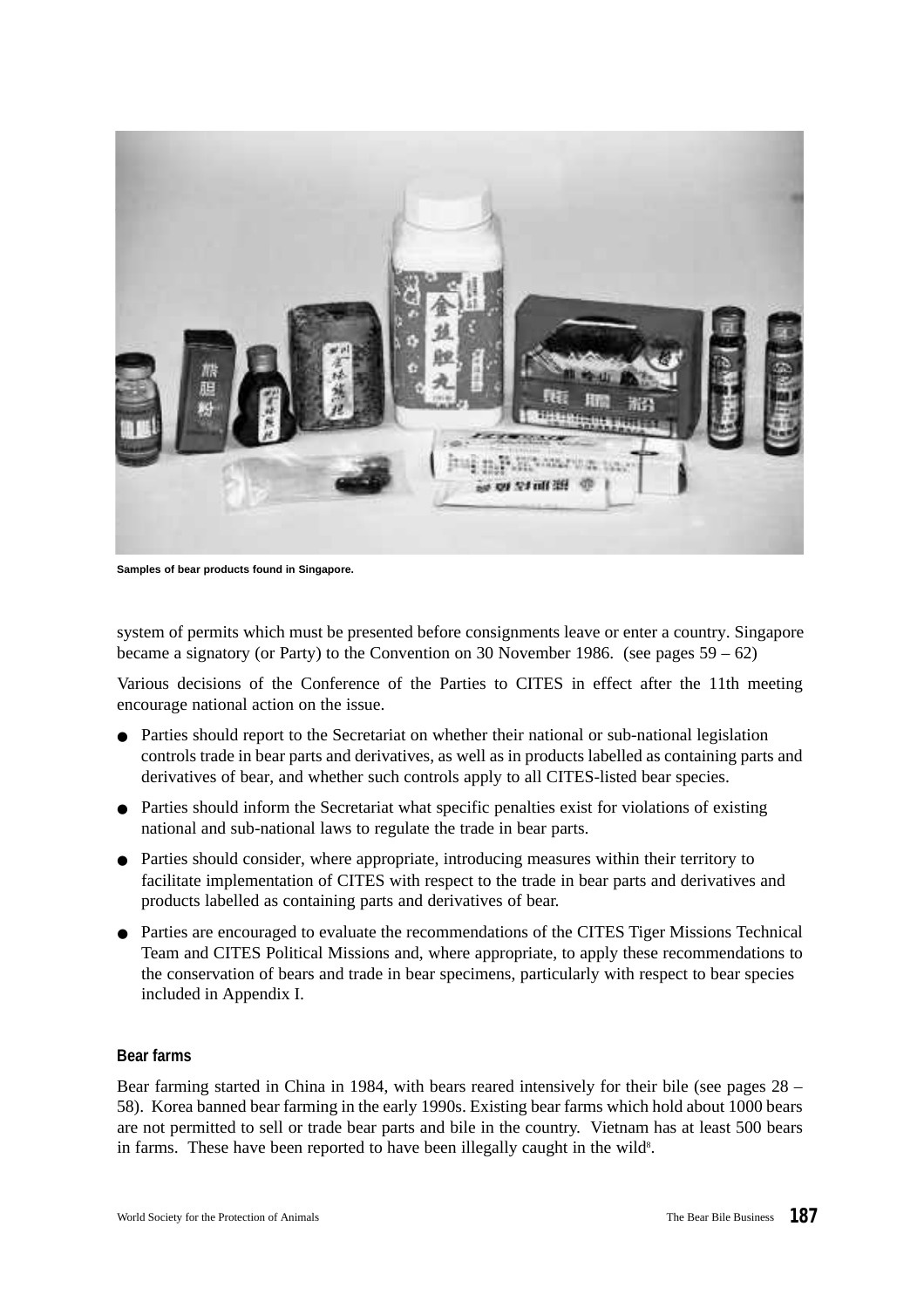Samples of bear products found in Singapore.

system of permits which must be presented before consignments leave or enter a country. Singapore became a signatory (or Party) to the Convention on 30 November 1986. (see pages 59 – 62)

Various decisions of the Conference of the Parties to CITES in effect after the 11th meeting encourage national action on the issue.

- Parties should report to the Secretariat on whether their national or sub-national legislation controls trade in bear parts and derivatives, as well as in products labelled as containing parts and derivatives of bear, and whether such controls apply to all CITES-listed bear species.
- Parties should inform the Secretariat what specific penalties exist for violations of existing national and sub-national laws to regulate the trade in bear parts.
- Parties should consider, where appropriate, introducing measures within their territory to facilitate implementation of CITES with respect to the trade in bear parts and derivatives and products labelled as containing parts and derivatives of bear.
- Parties are encouraged to evaluate the recommendations of the CITES Tiger Missions Technical Team and CITES Political Missions and, where appropriate, to apply these recommendations to the conservation of bears and trade in bear specimens, particularly with respect to bear species included in Appendix I.

### Bear farms

Bear farming started in China in 1984, with bears reared intensively for their bile (see pages 28 – 58). Korea banned bear farming in the early 1990s. Existing bear farms which hold about 1000 bears are not permitted to sell or trade bear parts and bile in the country. Vietnam has at least 500 bears in farms. These have been reported to have been illegally caught in the wild[8].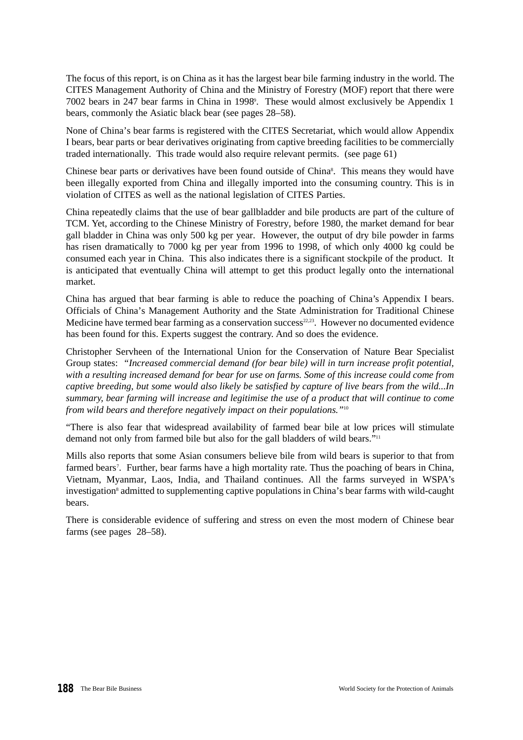The focus of this report, is on China as it has the largest bear bile farming industry in the world. The CITES Management Authority of China and the Ministry of Forestry (MOF) report that there were 7002 bears in 247 bear farms in China in 1998[9]. These would almost exclusively be Appendix 1 bears, commonly the Asiatic black bear (see pages 28–58).

None of China's bear farms is registered with the CITES Secretariat, which would allow Appendix I bears, bear parts or bear derivatives originating from captive breeding facilities to be commercially traded internationally. This trade would also require relevant permits. (see page 61)

Chinese bear parts or derivatives have been found outside of China[8]. This means they would have been illegally exported from China and illegally imported into the consuming country. This is in violation of CITES as well as the national legislation of CITES Parties.

China repeatedly claims that the use of bear gallbladder and bile products are part of the culture of TCM. Yet, according to the Chinese Ministry of Forestry, before 1980, the market demand for bear gall bladder in China was only 500 kg per year. However, the output of dry bile powder in farms has risen dramatically to 7000 kg per year from 1996 to 1998, of which only 4000 kg could be consumed each year in China. This also indicates there is a significant stockpile of the product. It is anticipated that eventually China will attempt to get this product legally onto the international market.

China has argued that bear farming is able to reduce the poaching of China's Appendix I bears. Officials of China's Management Authority and the State Administration for Traditional Chinese Medicine have termed bear farming as a conservation success[22,23]. However no documented evidence has been found for this. Experts suggest the contrary. And so does the evidence.

Christopher Servheen of the International Union for the Conservation of Nature Bear Specialist Group states: *"Increased commercial demand (for bear bile) will in turn increase profit potential, with a resulting increased demand for bear for use on farms. Some of this increase could come from captive breeding, but some would also likely be satisfied by capture of live bears from the wild...In summary, bear farming will increase and legitimise the use of a product that will continue to come from wild bears and therefore negatively impact on their populations."*[10]

"There is also fear that widespread availability of farmed bear bile at low prices will stimulate demand not only from farmed bile but also for the gall bladders of wild bears."[11]

Mills also reports that some Asian consumers believe bile from wild bears is superior to that from farmed bears[7]. Further, bear farms have a high mortality rate. Thus the poaching of bears in China, Vietnam, Myanmar, Laos, India, and Thailand continues. All the farms surveyed in WSPA's investigation[8] admitted to supplementing captive populations in China's bear farms with wild-caught bears.

There is considerable evidence of suffering and stress on even the most modern of Chinese bear farms (see pages 28–58).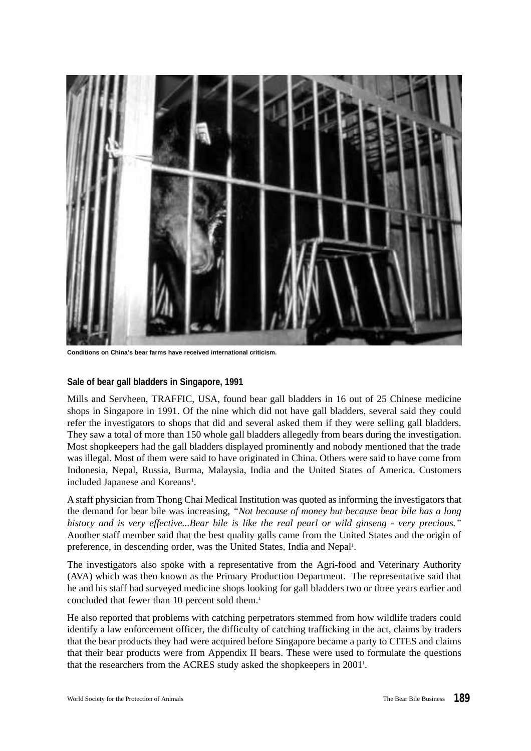Conditions on China's bear farms have received international criticism.

### Sale of bear gall bladders in Singapore, 1991

Mills and Servheen, TRAFFIC, USA, found bear gall bladders in 16 out of 25 Chinese medicine shops in Singapore in 1991. Of the nine which did not have gall bladders, several said they could refer the investigators to shops that did and several asked them if they were selling gall bladders. They saw a total of more than 150 whole gall bladders allegedly from bears during the investigation. Most shopkeepers had the gall bladders displayed prominently and nobody mentioned that the trade was illegal. Most of them were said to have originated in China. Others were said to have come from Indonesia, Nepal, Russia, Burma, Malaysia, India and the United States of America. Customers included Japanese and Koreans[1].

A staff physician from Thong Chai Medical Institution was quoted as informing the investigators that the demand for bear bile was increasing, *"Not because of money but because bear bile has a long history and is very effective...Bear bile is like the real pearl or wild ginseng - very precious."* Another staff member said that the best quality galls came from the United States and the origin of preference, in descending order, was the United States, India and Nepal[1].

The investigators also spoke with a representative from the Agri-food and Veterinary Authority (AVA) which was then known as the Primary Production Department. The representative said that he and his staff had surveyed medicine shops looking for gall bladders two or three years earlier and concluded that fewer than 10 percent sold them.[1]

He also reported that problems with catching perpetrators stemmed from how wildlife traders could identify a law enforcement officer, the difficulty of catching trafficking in the act, claims by traders that the bear products they had were acquired before Singapore became a party to CITES and claims that their bear products were from Appendix II bears. These were used to formulate the questions that the researchers from the ACRES study asked the shopkeepers in 2001[1].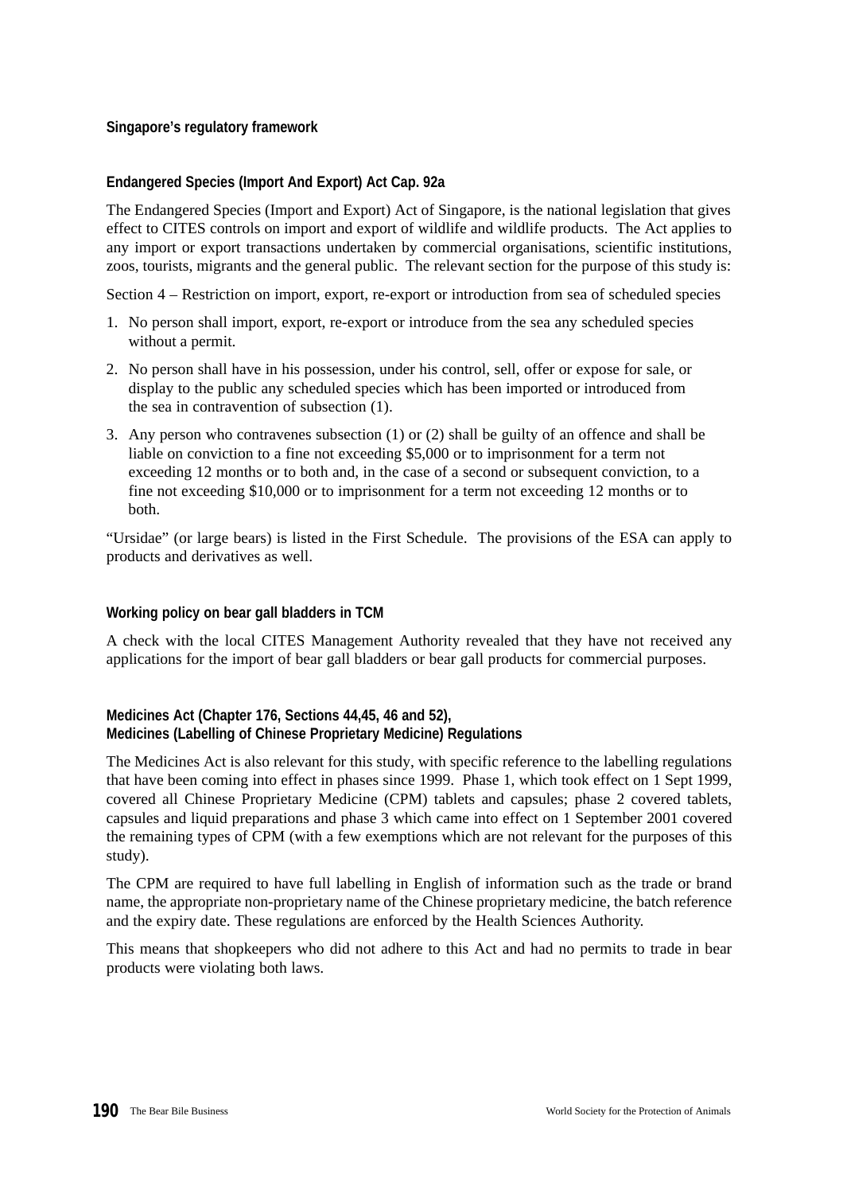### Singapore's regulatory framework

#### Endangered Species (Import And Export) Act Cap. 92a

The Endangered Species (Import and Export) Act of Singapore, is the national legislation that gives effect to CITES controls on import and export of wildlife and wildlife products. The Act applies to any import or export transactions undertaken by commercial organisations, scientific institutions, zoos, tourists, migrants and the general public. The relevant section for the purpose of this study is:

Section 4 – Restriction on import, export, re-export or introduction from sea of scheduled species

1. No person shall import, export, re-export or introduce from the sea any scheduled species without a permit.
2. No person shall have in his possession, under his control, sell, offer or expose for sale, or display to the public any scheduled species which has been imported or introduced from the sea in contravention of subsection (1).
3. Any person who contravenes subsection (1) or (2) shall be guilty of an offence and shall be liable on conviction to a fine not exceeding $5,000 or to imprisonment for a term not exceeding 12 months or to both and, in the case of a second or subsequent conviction, to a fine not exceeding $10,000 or to imprisonment for a term not exceeding 12 months or to both.

"Ursidae" (or large bears) is listed in the First Schedule. The provisions of the ESA can apply to products and derivatives as well.

#### Working policy on bear gall bladders in TCM

A check with the local CITES Management Authority revealed that they have not received any applications for the import of bear gall bladders or bear gall products for commercial purposes.

#### Medicines Act (Chapter 176, Sections 44,45, 46 and 52), Medicines (Labelling of Chinese Proprietary Medicine) Regulations

The Medicines Act is also relevant for this study, with specific reference to the labelling regulations that have been coming into effect in phases since 1999. Phase 1, which took effect on 1 Sept 1999, covered all Chinese Proprietary Medicine (CPM) tablets and capsules; phase 2 covered tablets, capsules and liquid preparations and phase 3 which came into effect on 1 September 2001 covered the remaining types of CPM (with a few exemptions which are not relevant for the purposes of this study).

The CPM are required to have full labelling in English of information such as the trade or brand name, the appropriate non-proprietary name of the Chinese proprietary medicine, the batch reference and the expiry date. These regulations are enforced by the Health Sciences Authority.

This means that shopkeepers who did not adhere to this Act and had no permits to trade in bear products were violating both laws.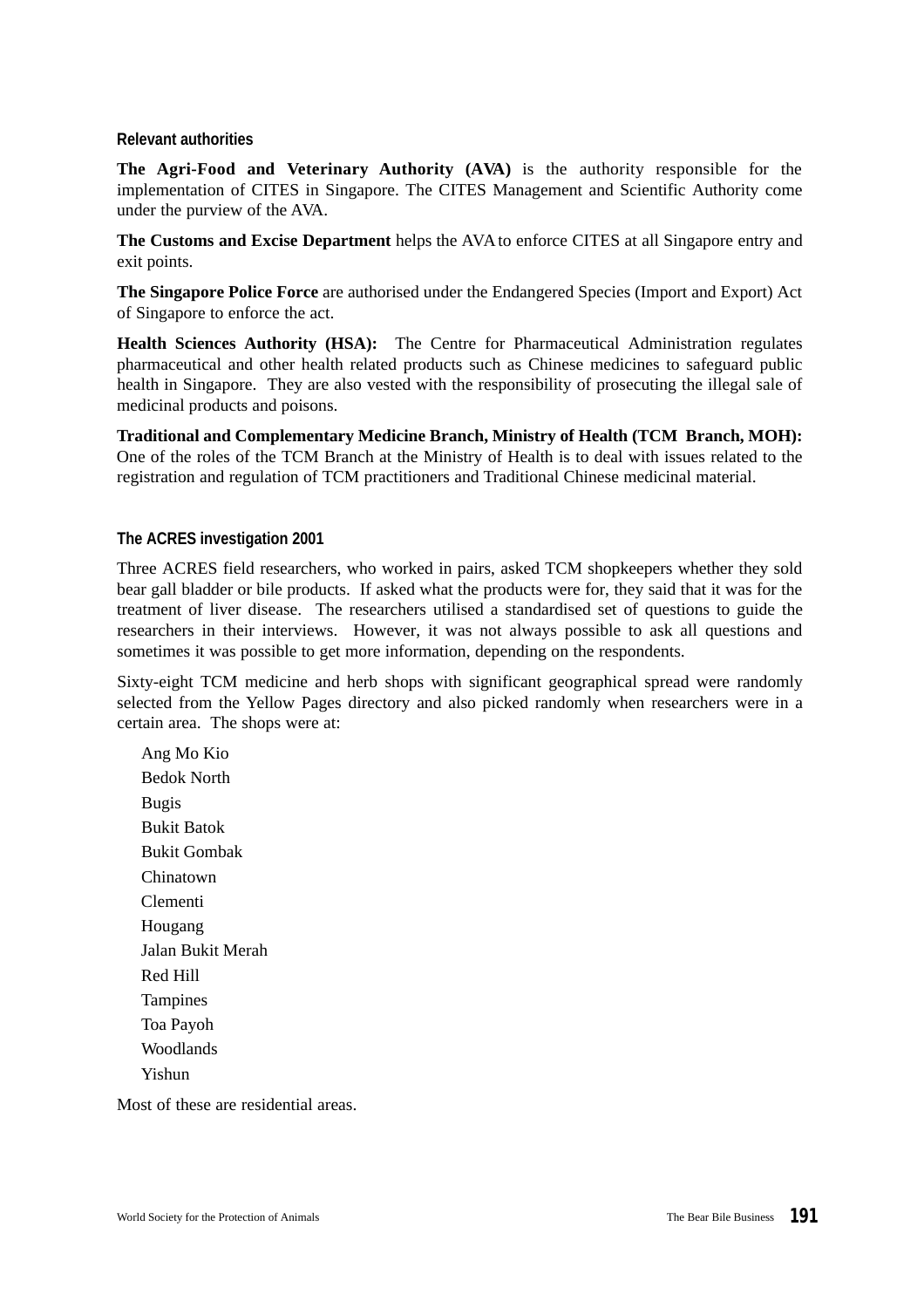### Relevant authorities

**The Agri-Food and Veterinary Authority (AVA)** is the authority responsible for the implementation of CITES in Singapore. The CITES Management and Scientific Authority come under the purview of the AVA.

**The Customs and Excise Department** helps the AVA to enforce CITES at all Singapore entry and exit points.

**The Singapore Police Force** are authorised under the Endangered Species (Import and Export) Act of Singapore to enforce the act.

**Health Sciences Authority (HSA):** The Centre for Pharmaceutical Administration regulates pharmaceutical and other health related products such as Chinese medicines to safeguard public health in Singapore. They are also vested with the responsibility of prosecuting the illegal sale of medicinal products and poisons.

**Traditional and Complementary Medicine Branch, Ministry of Health (TCM Branch, MOH):** One of the roles of the TCM Branch at the Ministry of Health is to deal with issues related to the registration and regulation of TCM practitioners and Traditional Chinese medicinal material.

### The ACRES investigation 2001

Three ACRES field researchers, who worked in pairs, asked TCM shopkeepers whether they sold bear gall bladder or bile products. If asked what the products were for, they said that it was for the treatment of liver disease. The researchers utilised a standardised set of questions to guide the researchers in their interviews. However, it was not always possible to ask all questions and sometimes it was possible to get more information, depending on the respondents.

Sixty-eight TCM medicine and herb shops with significant geographical spread were randomly selected from the Yellow Pages directory and also picked randomly when researchers were in a certain area. The shops were at:

- Ang Mo Kio
- Bedok North
- Bugis
- Bukit Batok
- Bukit Gombak
- Chinatown
- Clementi
- Hougang
- Jalan Bukit Merah
- Red Hill
- Tampines
- Toa Payoh
- Woodlands
- Yishun

Most of these are residential areas.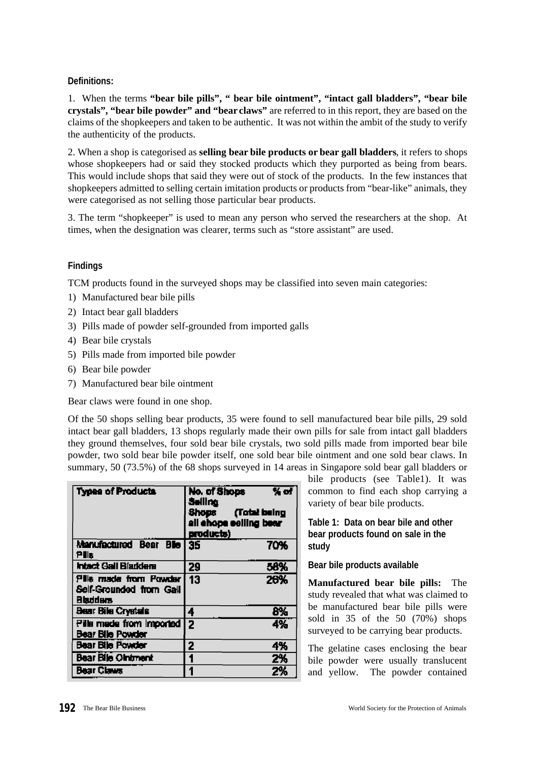**Definitions:**

1. When the terms **"bear bile pills", " bear bile ointment", "intact gall bladders", "bear bile crystals", "bear bile powder" and "bear claws"** are referred to in this report, they are based on the claims of the shopkeepers and taken to be authentic. It was not within the ambit of the study to verify the authenticity of the products.

2. When a shop is categorised as **selling bear bile products or bear gall bladders**, it refers to shops whose shopkeepers had or said they stocked products which they purported as being from bears. This would include shops that said they were out of stock of the products. In the few instances that shopkeepers admitted to selling certain imitation products or products from "bear-like" animals, they were categorised as not selling those particular bear products.

3. The term "shopkeeper" is used to mean any person who served the researchers at the shop. At times, when the designation was clearer, terms such as "store assistant" are used.

**Findings**

TCM products found in the surveyed shops may be classified into seven main categories:

1) Manufactured bear bile pills
2) Intact bear gall bladders
3) Pills made of powder self-grounded from imported galls
4) Bear bile crystals
5) Pills made from imported bile powder
6) Bear bile powder
7) Manufactured bear bile ointment

Bear claws were found in one shop.

Of the 50 shops selling bear products, 35 were found to sell manufactured bear bile pills, 29 sold intact bear gall bladders, 13 shops regularly made their own pills for sale from intact gall bladders they ground themselves, four sold bear bile crystals, two sold pills made from imported bear bile powder, two sold bear bile powder itself, one sold bear bile ointment and one sold bear claws. In summary, 50 (73.5%) of the 68 shops surveyed in 14 areas in Singapore sold bear gall bladders or bile products (see Table1). It was common to find each shop carrying a variety of bear bile products.

| Types of Products | No. of Shops Selling | % of Shops (Total being all shops selling bear products) |
|---|---|---|
| Manufactured Bear Bile Pills | 35 | 70% |
| Intact Gall Bladders | 29 | 58% |
| Pills made from Powder Self-Grounded from Gall Bladders | 13 | 26% |
| Bear Bile Crystals | 4 | 8% |
| Pills made from Imported Bear Bile Powder | 2 | 4% |
| Bear Bile Powder | 2 | 4% |
| Bear Bile Ointment | 1 | 2% |
| Bear Claws | 1 | 2% |

**Table 1: Data on bear bile and other bear products found on sale in the study**

**Bear bile products available**

**Manufactured bear bile pills:** The study revealed that what was claimed to be manufactured bear bile pills were sold in 35 of the 50 (70%) shops surveyed to be carrying bear products.

The gelatine cases enclosing the bear bile powder were usually translucent and yellow. The powder contained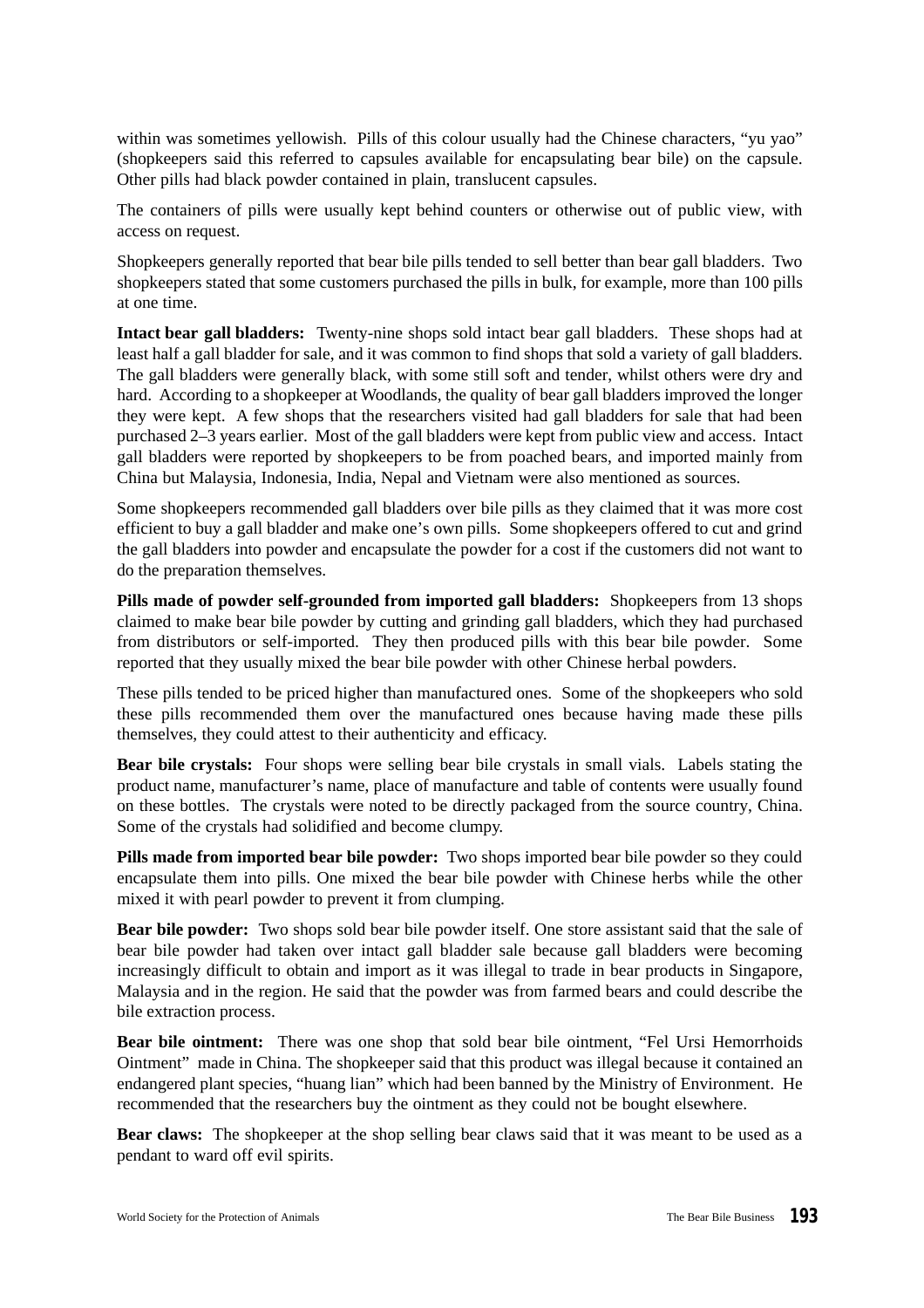within was sometimes yellowish. Pills of this colour usually had the Chinese characters, "yu yao" (shopkeepers said this referred to capsules available for encapsulating bear bile) on the capsule. Other pills had black powder contained in plain, translucent capsules.

The containers of pills were usually kept behind counters or otherwise out of public view, with access on request.

Shopkeepers generally reported that bear bile pills tended to sell better than bear gall bladders. Two shopkeepers stated that some customers purchased the pills in bulk, for example, more than 100 pills at one time.

**Intact bear gall bladders:** Twenty-nine shops sold intact bear gall bladders. These shops had at least half a gall bladder for sale, and it was common to find shops that sold a variety of gall bladders. The gall bladders were generally black, with some still soft and tender, whilst others were dry and hard. According to a shopkeeper at Woodlands, the quality of bear gall bladders improved the longer they were kept. A few shops that the researchers visited had gall bladders for sale that had been purchased 2–3 years earlier. Most of the gall bladders were kept from public view and access. Intact gall bladders were reported by shopkeepers to be from poached bears, and imported mainly from China but Malaysia, Indonesia, India, Nepal and Vietnam were also mentioned as sources.

Some shopkeepers recommended gall bladders over bile pills as they claimed that it was more cost efficient to buy a gall bladder and make one's own pills. Some shopkeepers offered to cut and grind the gall bladders into powder and encapsulate the powder for a cost if the customers did not want to do the preparation themselves.

**Pills made of powder self-grounded from imported gall bladders:** Shopkeepers from 13 shops claimed to make bear bile powder by cutting and grinding gall bladders, which they had purchased from distributors or self-imported. They then produced pills with this bear bile powder. Some reported that they usually mixed the bear bile powder with other Chinese herbal powders.

These pills tended to be priced higher than manufactured ones. Some of the shopkeepers who sold these pills recommended them over the manufactured ones because having made these pills themselves, they could attest to their authenticity and efficacy.

**Bear bile crystals:** Four shops were selling bear bile crystals in small vials. Labels stating the product name, manufacturer's name, place of manufacture and table of contents were usually found on these bottles. The crystals were noted to be directly packaged from the source country, China. Some of the crystals had solidified and become clumpy.

**Pills made from imported bear bile powder:** Two shops imported bear bile powder so they could encapsulate them into pills. One mixed the bear bile powder with Chinese herbs while the other mixed it with pearl powder to prevent it from clumping.

**Bear bile powder:** Two shops sold bear bile powder itself. One store assistant said that the sale of bear bile powder had taken over intact gall bladder sale because gall bladders were becoming increasingly difficult to obtain and import as it was illegal to trade in bear products in Singapore, Malaysia and in the region. He said that the powder was from farmed bears and could describe the bile extraction process.

**Bear bile ointment:** There was one shop that sold bear bile ointment, "Fel Ursi Hemorrhoids Ointment" made in China. The shopkeeper said that this product was illegal because it contained an endangered plant species, "huang lian" which had been banned by the Ministry of Environment. He recommended that the researchers buy the ointment as they could not be bought elsewhere.

**Bear claws:** The shopkeeper at the shop selling bear claws said that it was meant to be used as a pendant to ward off evil spirits.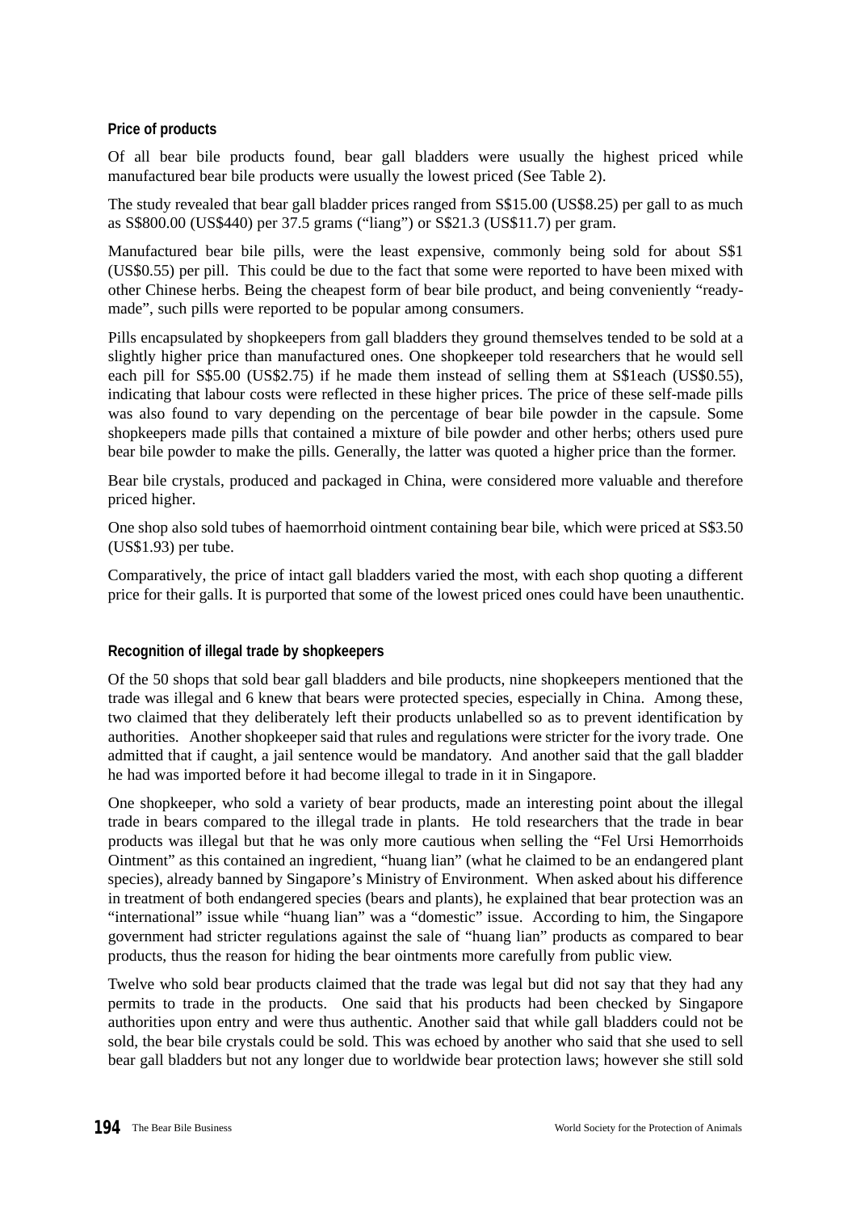### Price of products

Of all bear bile products found, bear gall bladders were usually the highest priced while manufactured bear bile products were usually the lowest priced (See Table 2).

The study revealed that bear gall bladder prices ranged from S$15.00 (US$8.25) per gall to as much as S$800.00 (US$440) per 37.5 grams ("liang") or S$21.3 (US$11.7) per gram.

Manufactured bear bile pills, were the least expensive, commonly being sold for about S$1 (US$0.55) per pill. This could be due to the fact that some were reported to have been mixed with other Chinese herbs. Being the cheapest form of bear bile product, and being conveniently "ready-made", such pills were reported to be popular among consumers.

Pills encapsulated by shopkeepers from gall bladders they ground themselves tended to be sold at a slightly higher price than manufactured ones. One shopkeeper told researchers that he would sell each pill for S$5.00 (US$2.75) if he made them instead of selling them at S$1each (US$0.55), indicating that labour costs were reflected in these higher prices. The price of these self-made pills was also found to vary depending on the percentage of bear bile powder in the capsule. Some shopkeepers made pills that contained a mixture of bile powder and other herbs; others used pure bear bile powder to make the pills. Generally, the latter was quoted a higher price than the former.

Bear bile crystals, produced and packaged in China, were considered more valuable and therefore priced higher.

One shop also sold tubes of haemorrhoid ointment containing bear bile, which were priced at S$3.50 (US$1.93) per tube.

Comparatively, the price of intact gall bladders varied the most, with each shop quoting a different price for their galls. It is purported that some of the lowest priced ones could have been unauthentic.

### Recognition of illegal trade by shopkeepers

Of the 50 shops that sold bear gall bladders and bile products, nine shopkeepers mentioned that the trade was illegal and 6 knew that bears were protected species, especially in China. Among these, two claimed that they deliberately left their products unlabelled so as to prevent identification by authorities. Another shopkeeper said that rules and regulations were stricter for the ivory trade. One admitted that if caught, a jail sentence would be mandatory. And another said that the gall bladder he had was imported before it had become illegal to trade in it in Singapore.

One shopkeeper, who sold a variety of bear products, made an interesting point about the illegal trade in bears compared to the illegal trade in plants. He told researchers that the trade in bear products was illegal but that he was only more cautious when selling the "Fel Ursi Hemorrhoids Ointment" as this contained an ingredient, "huang lian" (what he claimed to be an endangered plant species), already banned by Singapore's Ministry of Environment. When asked about his difference in treatment of both endangered species (bears and plants), he explained that bear protection was an "international" issue while "huang lian" was a "domestic" issue. According to him, the Singapore government had stricter regulations against the sale of "huang lian" products as compared to bear products, thus the reason for hiding the bear ointments more carefully from public view.

Twelve who sold bear products claimed that the trade was legal but did not say that they had any permits to trade in the products. One said that his products had been checked by Singapore authorities upon entry and were thus authentic. Another said that while gall bladders could not be sold, the bear bile crystals could be sold. This was echoed by another who said that she used to sell bear gall bladders but not any longer due to worldwide bear protection laws; however she still sold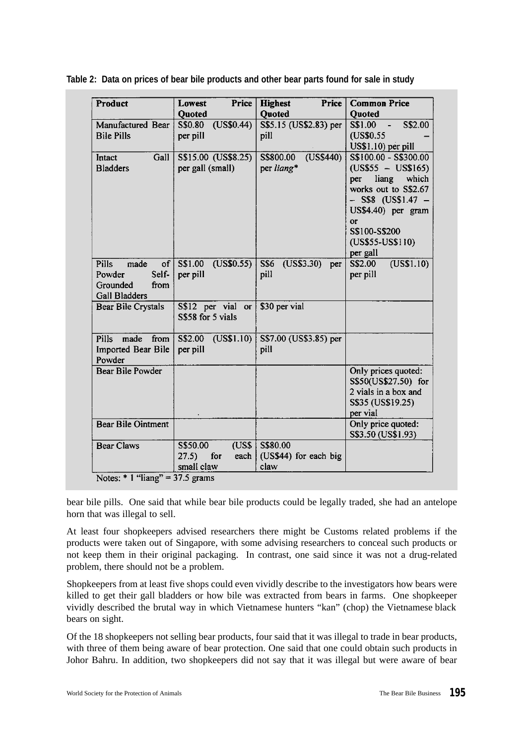**Table 2: Data on prices of bear bile products and other bear parts found for sale in study**

| Product | Lowest Price Quoted | Highest Price Quoted | Common Price Quoted |
|---|---|---|---|
| Manufactured Bear Bile Pills | S$0.80 (US$0.44) per pill | S$5.15 (US$2.83) per pill | S$1.00 - S$2.00 (US$0.55 – US$1.10) per pill |
| Intact Gall Bladders | S$15.00 (US$8.25) per gall (small) | S$800.00 (US$440) per *liang** | S$100.00 - S$300.00 (US$55 – US$165) per liang which works out to S$2.67 – S$8 (US$1.47 – US$4.40) per gram or S$100-S$200 (US$55-US$110) per gall |
| Pills made of Powder Self-Grounded from Gall Bladders | S$1.00 (US$0.55) per pill | S$6 (US$3.30) per pill | S$2.00 (US$1.10) per pill |
| Bear Bile Crystals | S$12 per vial or S$58 for 5 vials | $30 per vial | |
| Pills made from Imported Bear Bile Powder | S$2.00 (US$1.10) per pill | S$7.00 (US$3.85) per pill | |
| Bear Bile Powder | | | Only prices quoted: S$50(US$27.50) for 2 vials in a box and S$35 (US$19.25) per vial |
| Bear Bile Ointment | | | Only price quoted: S$3.50 (US$1.93) |
| Bear Claws | S$50.00 (US$ 27.5) for each small claw | S$80.00 (US$44) for each big claw | |

Notes: * 1 "liang" = 37.5 grams

bear bile pills. One said that while bear bile products could be legally traded, she had an antelope horn that was illegal to sell.

At least four shopkeepers advised researchers there might be Customs related problems if the products were taken out of Singapore, with some advising researchers to conceal such products or not keep them in their original packaging. In contrast, one said since it was not a drug-related problem, there should not be a problem.

Shopkeepers from at least five shops could even vividly describe to the investigators how bears were killed to get their gall bladders or how bile was extracted from bears in farms. One shopkeeper vividly described the brutal way in which Vietnamese hunters "kan" (chop) the Vietnamese black bears on sight.

Of the 18 shopkeepers not selling bear products, four said that it was illegal to trade in bear products, with three of them being aware of bear protection. One said that one could obtain such products in Johor Bahru. In addition, two shopkeepers did not say that it was illegal but were aware of bear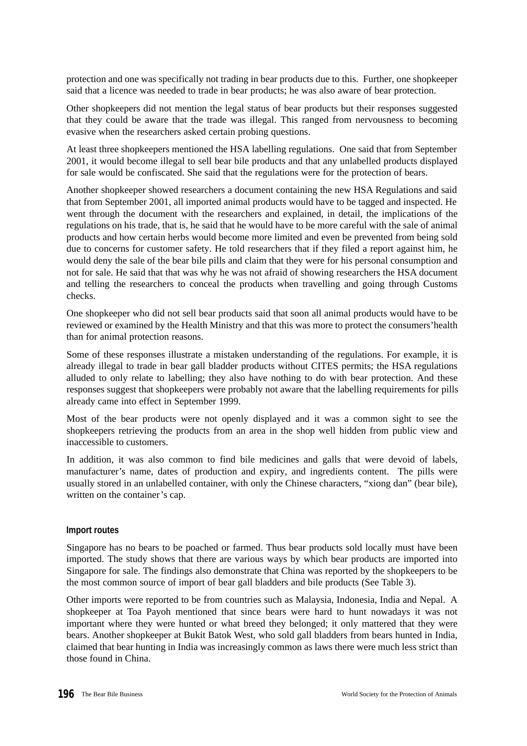protection and one was specifically not trading in bear products due to this. Further, one shopkeeper said that a licence was needed to trade in bear products; he was also aware of bear protection.

Other shopkeepers did not mention the legal status of bear products but their responses suggested that they could be aware that the trade was illegal. This ranged from nervousness to becoming evasive when the researchers asked certain probing questions.

At least three shopkeepers mentioned the HSA labelling regulations. One said that from September 2001, it would become illegal to sell bear bile products and that any unlabelled products displayed for sale would be confiscated. She said that the regulations were for the protection of bears.

Another shopkeeper showed researchers a document containing the new HSA Regulations and said that from September 2001, all imported animal products would have to be tagged and inspected. He went through the document with the researchers and explained, in detail, the implications of the regulations on his trade, that is, he said that he would have to be more careful with the sale of animal products and how certain herbs would become more limited and even be prevented from being sold due to concerns for customer safety. He told researchers that if they filed a report against him, he would deny the sale of the bear bile pills and claim that they were for his personal consumption and not for sale. He said that that was why he was not afraid of showing researchers the HSA document and telling the researchers to conceal the products when travelling and going through Customs checks.

One shopkeeper who did not sell bear products said that soon all animal products would have to be reviewed or examined by the Health Ministry and that this was more to protect the consumers'health than for animal protection reasons.

Some of these responses illustrate a mistaken understanding of the regulations. For example, it is already illegal to trade in bear gall bladder products without CITES permits; the HSA regulations alluded to only relate to labelling; they also have nothing to do with bear protection. And these responses suggest that shopkeepers were probably not aware that the labelling requirements for pills already came into effect in September 1999.

Most of the bear products were not openly displayed and it was a common sight to see the shopkeepers retrieving the products from an area in the shop well hidden from public view and inaccessible to customers.

In addition, it was also common to find bile medicines and galls that were devoid of labels, manufacturer's name, dates of production and expiry, and ingredients content. The pills were usually stored in an unlabelled container, with only the Chinese characters, "xiong dan" (bear bile), written on the container's cap.

#### Import routes

Singapore has no bears to be poached or farmed. Thus bear products sold locally must have been imported. The study shows that there are various ways by which bear products are imported into Singapore for sale. The findings also demonstrate that China was reported by the shopkeepers to be the most common source of import of bear gall bladders and bile products (See Table 3).

Other imports were reported to be from countries such as Malaysia, Indonesia, India and Nepal. A shopkeeper at Toa Payoh mentioned that since bears were hard to hunt nowadays it was not important where they were hunted or what breed they belonged; it only mattered that they were bears. Another shopkeeper at Bukit Batok West, who sold gall bladders from bears hunted in India, claimed that bear hunting in India was increasingly common as laws there were much less strict than those found in China.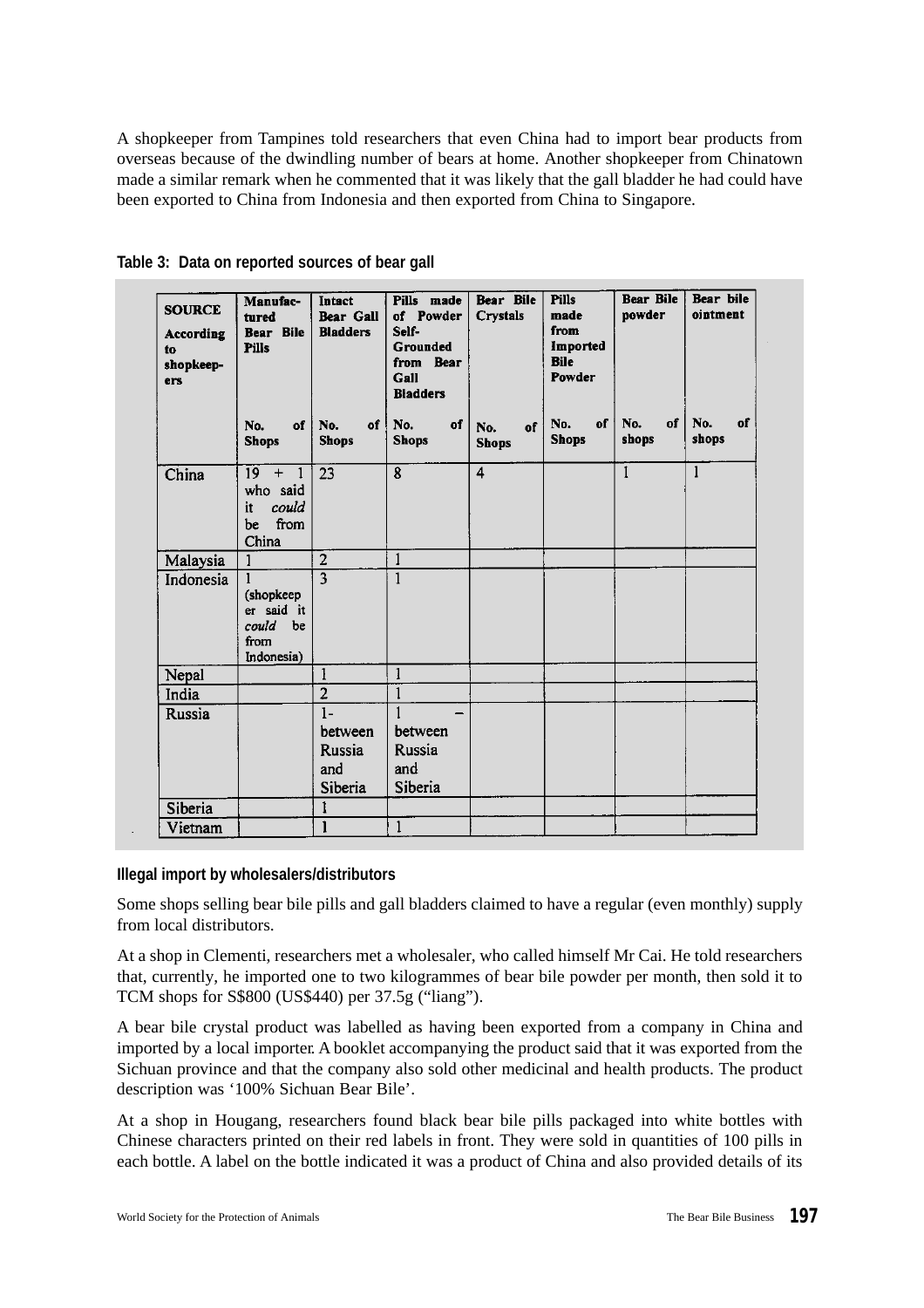A shopkeeper from Tampines told researchers that even China had to import bear products from overseas because of the dwindling number of bears at home. Another shopkeeper from Chinatown made a similar remark when he commented that it was likely that the gall bladder he had could have been exported to China from Indonesia and then exported from China to Singapore.

**Table 3: Data on reported sources of bear gall**

| SOURCE According to shopkeepers | Manufactured Bear Bile Pills | Intact Bear Gall Bladders | Pills made of Powder Self-Grounded from Bear Gall Bladders | Bear Bile Crystals | Pills made from Imported Bile Powder | Bear Bile powder | Bear bile ointment |
|---|---|---|---|---|---|---|---|
| | No. of Shops | No. of Shops | No. of Shops | No. of Shops | No. of Shops | No. of shops | No. of shops |
| China | 19 + 1 who said it *could* be from China | 23 | 8 | 4 | | 1 | 1 |
| Malaysia | 1 | 2 | 1 | | | | |
| Indonesia | 1 (shopkeeper said it *could* be from Indonesia) | 3 | 1 | | | | |
| Nepal | | 1 | 1 | | | | |
| India | | 2 | 1 | | | | |
| Russia | | 1- between Russia and Siberia | 1 – between Russia and Siberia | | | | |
| Siberia | | 1 | | | | | |
| Vietnam | | 1 | 1 | | | | |

**Illegal import by wholesalers/distributors**

Some shops selling bear bile pills and gall bladders claimed to have a regular (even monthly) supply from local distributors.

At a shop in Clementi, researchers met a wholesaler, who called himself Mr Cai. He told researchers that, currently, he imported one to two kilogrammes of bear bile powder per month, then sold it to TCM shops for S$800 (US$440) per 37.5g ("liang").

A bear bile crystal product was labelled as having been exported from a company in China and imported by a local importer. A booklet accompanying the product said that it was exported from the Sichuan province and that the company also sold other medicinal and health products. The product description was '100% Sichuan Bear Bile'.

At a shop in Hougang, researchers found black bear bile pills packaged into white bottles with Chinese characters printed on their red labels in front. They were sold in quantities of 100 pills in each bottle. A label on the bottle indicated it was a product of China and also provided details of its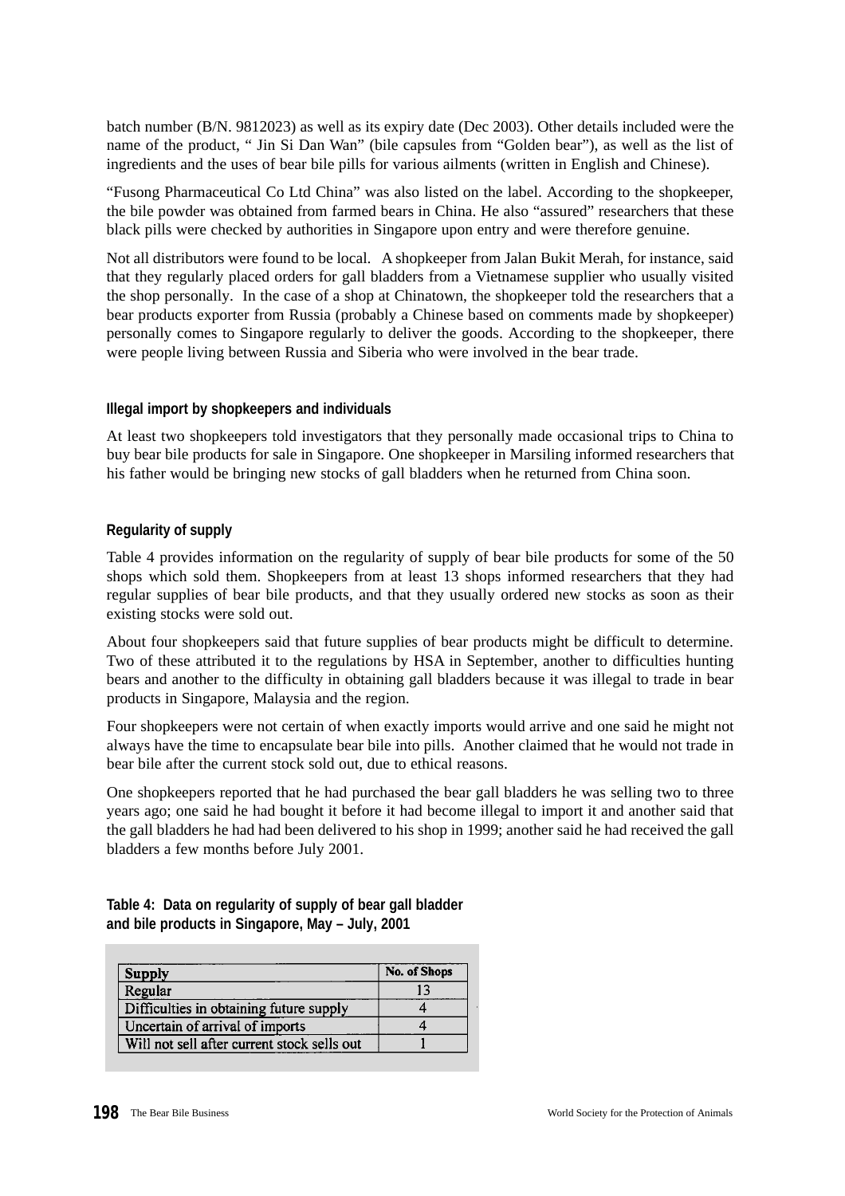batch number (B/N. 9812023) as well as its expiry date (Dec 2003). Other details included were the name of the product, " Jin Si Dan Wan" (bile capsules from "Golden bear"), as well as the list of ingredients and the uses of bear bile pills for various ailments (written in English and Chinese).

"Fusong Pharmaceutical Co Ltd China" was also listed on the label. According to the shopkeeper, the bile powder was obtained from farmed bears in China. He also "assured" researchers that these black pills were checked by authorities in Singapore upon entry and were therefore genuine.

Not all distributors were found to be local. A shopkeeper from Jalan Bukit Merah, for instance, said that they regularly placed orders for gall bladders from a Vietnamese supplier who usually visited the shop personally. In the case of a shop at Chinatown, the shopkeeper told the researchers that a bear products exporter from Russia (probably a Chinese based on comments made by shopkeeper) personally comes to Singapore regularly to deliver the goods. According to the shopkeeper, there were people living between Russia and Siberia who were involved in the bear trade.

#### Illegal import by shopkeepers and individuals

At least two shopkeepers told investigators that they personally made occasional trips to China to buy bear bile products for sale in Singapore. One shopkeeper in Marsiling informed researchers that his father would be bringing new stocks of gall bladders when he returned from China soon.

#### Regularity of supply

Table 4 provides information on the regularity of supply of bear bile products for some of the 50 shops which sold them. Shopkeepers from at least 13 shops informed researchers that they had regular supplies of bear bile products, and that they usually ordered new stocks as soon as their existing stocks were sold out.

About four shopkeepers said that future supplies of bear products might be difficult to determine. Two of these attributed it to the regulations by HSA in September, another to difficulties hunting bears and another to the difficulty in obtaining gall bladders because it was illegal to trade in bear products in Singapore, Malaysia and the region.

Four shopkeepers were not certain of when exactly imports would arrive and one said he might not always have the time to encapsulate bear bile into pills. Another claimed that he would not trade in bear bile after the current stock sold out, due to ethical reasons.

One shopkeepers reported that he had purchased the bear gall bladders he was selling two to three years ago; one said he had bought it before it had become illegal to import it and another said that the gall bladders he had had been delivered to his shop in 1999; another said he had received the gall bladders a few months before July 2001.

**Table 4: Data on regularity of supply of bear gall bladder and bile products in Singapore, May – July, 2001**

| Supply | No. of Shops |
|---|---|
| Regular | 13 |
| Difficulties in obtaining future supply | 4 |
| Uncertain of arrival of imports | 4 |
| Will not sell after current stock sells out | 1 |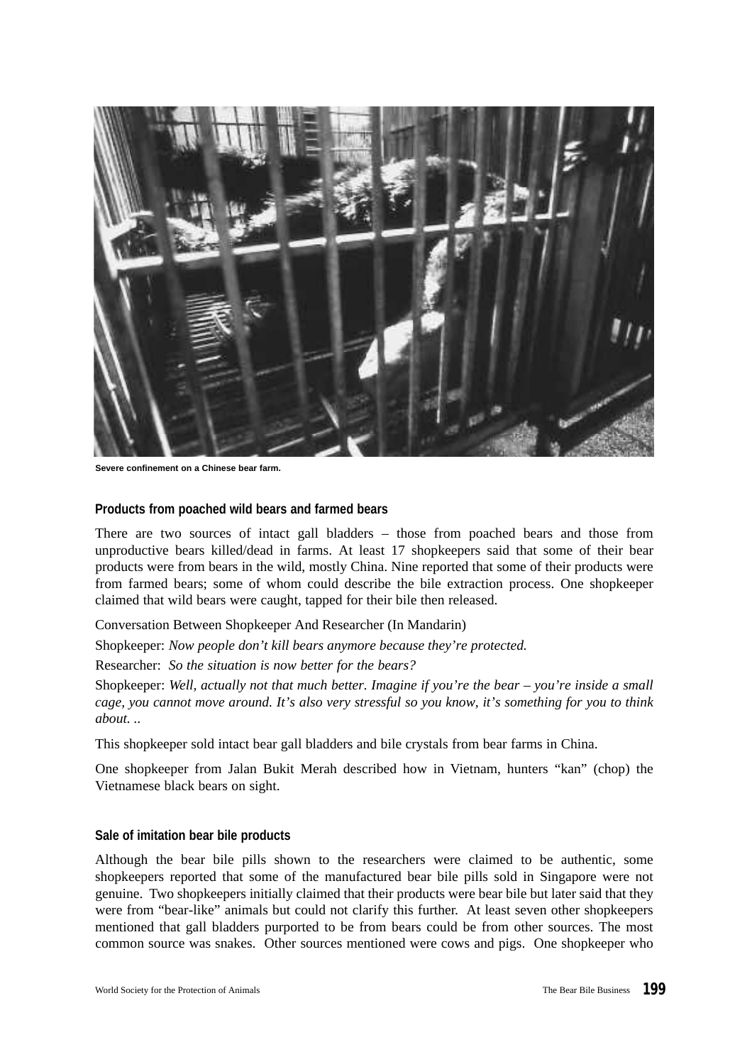Severe confinement on a Chinese bear farm.

### Products from poached wild bears and farmed bears

There are two sources of intact gall bladders – those from poached bears and those from unproductive bears killed/dead in farms. At least 17 shopkeepers said that some of their bear products were from bears in the wild, mostly China. Nine reported that some of their products were from farmed bears; some of whom could describe the bile extraction process. One shopkeeper claimed that wild bears were caught, tapped for their bile then released.

Conversation Between Shopkeeper And Researcher (In Mandarin)

Shopkeeper: *Now people don't kill bears anymore because they're protected.*

Researcher: *So the situation is now better for the bears?*

Shopkeeper: *Well, actually not that much better. Imagine if you're the bear – you're inside a small cage, you cannot move around. It's also very stressful so you know, it's something for you to think about. ..*

This shopkeeper sold intact bear gall bladders and bile crystals from bear farms in China.

One shopkeeper from Jalan Bukit Merah described how in Vietnam, hunters "kan" (chop) the Vietnamese black bears on sight.

### Sale of imitation bear bile products

Although the bear bile pills shown to the researchers were claimed to be authentic, some shopkeepers reported that some of the manufactured bear bile pills sold in Singapore were not genuine. Two shopkeepers initially claimed that their products were bear bile but later said that they were from "bear-like" animals but could not clarify this further. At least seven other shopkeepers mentioned that gall bladders purported to be from bears could be from other sources. The most common source was snakes. Other sources mentioned were cows and pigs. One shopkeeper who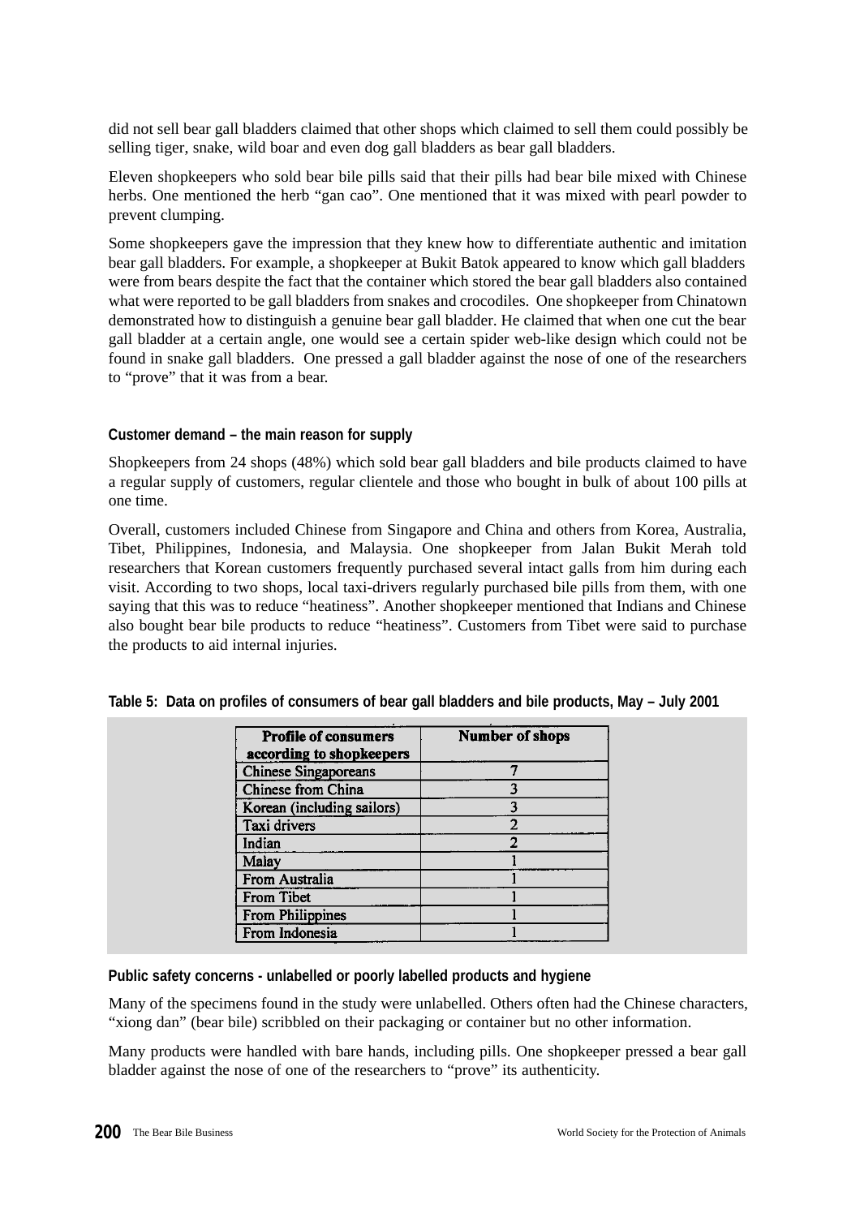did not sell bear gall bladders claimed that other shops which claimed to sell them could possibly be selling tiger, snake, wild boar and even dog gall bladders as bear gall bladders.

Eleven shopkeepers who sold bear bile pills said that their pills had bear bile mixed with Chinese herbs. One mentioned the herb "gan cao". One mentioned that it was mixed with pearl powder to prevent clumping.

Some shopkeepers gave the impression that they knew how to differentiate authentic and imitation bear gall bladders. For example, a shopkeeper at Bukit Batok appeared to know which gall bladders were from bears despite the fact that the container which stored the bear gall bladders also contained what were reported to be gall bladders from snakes and crocodiles. One shopkeeper from Chinatown demonstrated how to distinguish a genuine bear gall bladder. He claimed that when one cut the bear gall bladder at a certain angle, one would see a certain spider web-like design which could not be found in snake gall bladders. One pressed a gall bladder against the nose of one of the researchers to "prove" that it was from a bear.

#### Customer demand – the main reason for supply

Shopkeepers from 24 shops (48%) which sold bear gall bladders and bile products claimed to have a regular supply of customers, regular clientele and those who bought in bulk of about 100 pills at one time.

Overall, customers included Chinese from Singapore and China and others from Korea, Australia, Tibet, Philippines, Indonesia, and Malaysia. One shopkeeper from Jalan Bukit Merah told researchers that Korean customers frequently purchased several intact galls from him during each visit. According to two shops, local taxi-drivers regularly purchased bile pills from them, with one saying that this was to reduce "heatiness". Another shopkeeper mentioned that Indians and Chinese also bought bear bile products to reduce "heatiness". Customers from Tibet were said to purchase the products to aid internal injuries.

**Table 5: Data on profiles of consumers of bear gall bladders and bile products, May – July 2001**

| Profile of consumers according to shopkeepers | Number of shops |
|---|---|
| Chinese Singaporeans | 7 |
| Chinese from China | 3 |
| Korean (including sailors) | 3 |
| Taxi drivers | 2 |
| Indian | 2 |
| Malay | 1 |
| From Australia | 1 |
| From Tibet | 1 |
| From Philippines | 1 |
| From Indonesia | 1 |

#### Public safety concerns - unlabelled or poorly labelled products and hygiene

Many of the specimens found in the study were unlabelled. Others often had the Chinese characters, "xiong dan" (bear bile) scribbled on their packaging or container but no other information.

Many products were handled with bare hands, including pills. One shopkeeper pressed a bear gall bladder against the nose of one of the researchers to "prove" its authenticity.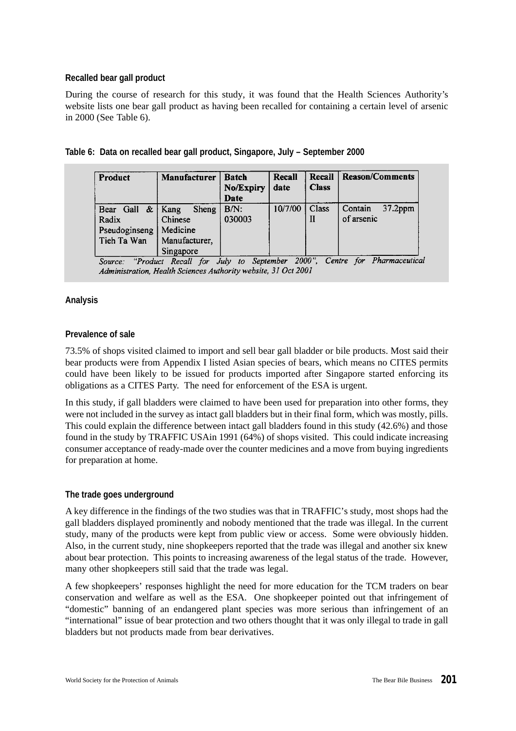### Recalled bear gall product

During the course of research for this study, it was found that the Health Sciences Authority's website lists one bear gall product as having been recalled for containing a certain level of arsenic in 2000 (See Table 6).

**Table 6: Data on recalled bear gall product, Singapore, July – September 2000**

| Product | Manufacturer | Batch No/Expiry Date | Recall date | Recall Class | Reason/Comments |
|---|---|---|---|---|---|
| Bear Gall & Radix Pseudoginseng Tieh Ta Wan | Kang Sheng Chinese Medicine Manufacturer, Singapore | B/N: 030003 | 10/7/00 | Class II | Contain 37.2ppm of arsenic |

*Source: "Product Recall for July to September 2000", Centre for Pharmaceutical Administration, Health Sciences Authority website, 31 Oct 2001*

### Analysis

### Prevalence of sale

73.5% of shops visited claimed to import and sell bear gall bladder or bile products. Most said their bear products were from Appendix I listed Asian species of bears, which means no CITES permits could have been likely to be issued for products imported after Singapore started enforcing its obligations as a CITES Party. The need for enforcement of the ESA is urgent.

In this study, if gall bladders were claimed to have been used for preparation into other forms, they were not included in the survey as intact gall bladders but in their final form, which was mostly, pills. This could explain the difference between intact gall bladders found in this study (42.6%) and those found in the study by TRAFFIC USAin 1991 (64%) of shops visited. This could indicate increasing consumer acceptance of ready-made over the counter medicines and a move from buying ingredients for preparation at home.

### The trade goes underground

A key difference in the findings of the two studies was that in TRAFFIC's study, most shops had the gall bladders displayed prominently and nobody mentioned that the trade was illegal. In the current study, many of the products were kept from public view or access. Some were obviously hidden. Also, in the current study, nine shopkeepers reported that the trade was illegal and another six knew about bear protection. This points to increasing awareness of the legal status of the trade. However, many other shopkeepers still said that the trade was legal.

A few shopkeepers' responses highlight the need for more education for the TCM traders on bear conservation and welfare as well as the ESA. One shopkeeper pointed out that infringement of "domestic" banning of an endangered plant species was more serious than infringement of an "international" issue of bear protection and two others thought that it was only illegal to trade in gall bladders but not products made from bear derivatives.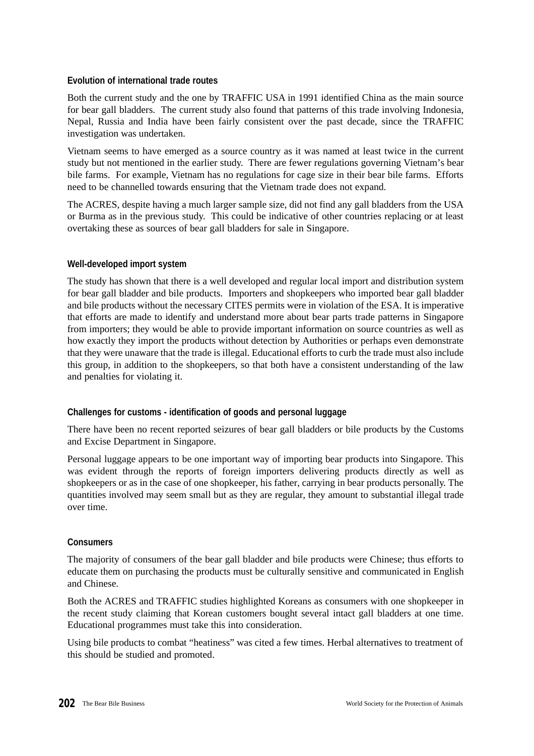### Evolution of international trade routes

Both the current study and the one by TRAFFIC USA in 1991 identified China as the main source for bear gall bladders. The current study also found that patterns of this trade involving Indonesia, Nepal, Russia and India have been fairly consistent over the past decade, since the TRAFFIC investigation was undertaken.

Vietnam seems to have emerged as a source country as it was named at least twice in the current study but not mentioned in the earlier study. There are fewer regulations governing Vietnam's bear bile farms. For example, Vietnam has no regulations for cage size in their bear bile farms. Efforts need to be channelled towards ensuring that the Vietnam trade does not expand.

The ACRES, despite having a much larger sample size, did not find any gall bladders from the USA or Burma as in the previous study. This could be indicative of other countries replacing or at least overtaking these as sources of bear gall bladders for sale in Singapore.

### Well-developed import system

The study has shown that there is a well developed and regular local import and distribution system for bear gall bladder and bile products. Importers and shopkeepers who imported bear gall bladder and bile products without the necessary CITES permits were in violation of the ESA. It is imperative that efforts are made to identify and understand more about bear parts trade patterns in Singapore from importers; they would be able to provide important information on source countries as well as how exactly they import the products without detection by Authorities or perhaps even demonstrate that they were unaware that the trade is illegal. Educational efforts to curb the trade must also include this group, in addition to the shopkeepers, so that both have a consistent understanding of the law and penalties for violating it.

### Challenges for customs - identification of goods and personal luggage

There have been no recent reported seizures of bear gall bladders or bile products by the Customs and Excise Department in Singapore.

Personal luggage appears to be one important way of importing bear products into Singapore. This was evident through the reports of foreign importers delivering products directly as well as shopkeepers or as in the case of one shopkeeper, his father, carrying in bear products personally. The quantities involved may seem small but as they are regular, they amount to substantial illegal trade over time.

### Consumers

The majority of consumers of the bear gall bladder and bile products were Chinese; thus efforts to educate them on purchasing the products must be culturally sensitive and communicated in English and Chinese.

Both the ACRES and TRAFFIC studies highlighted Koreans as consumers with one shopkeeper in the recent study claiming that Korean customers bought several intact gall bladders at one time. Educational programmes must take this into consideration.

Using bile products to combat "heatiness" was cited a few times. Herbal alternatives to treatment of this should be studied and promoted.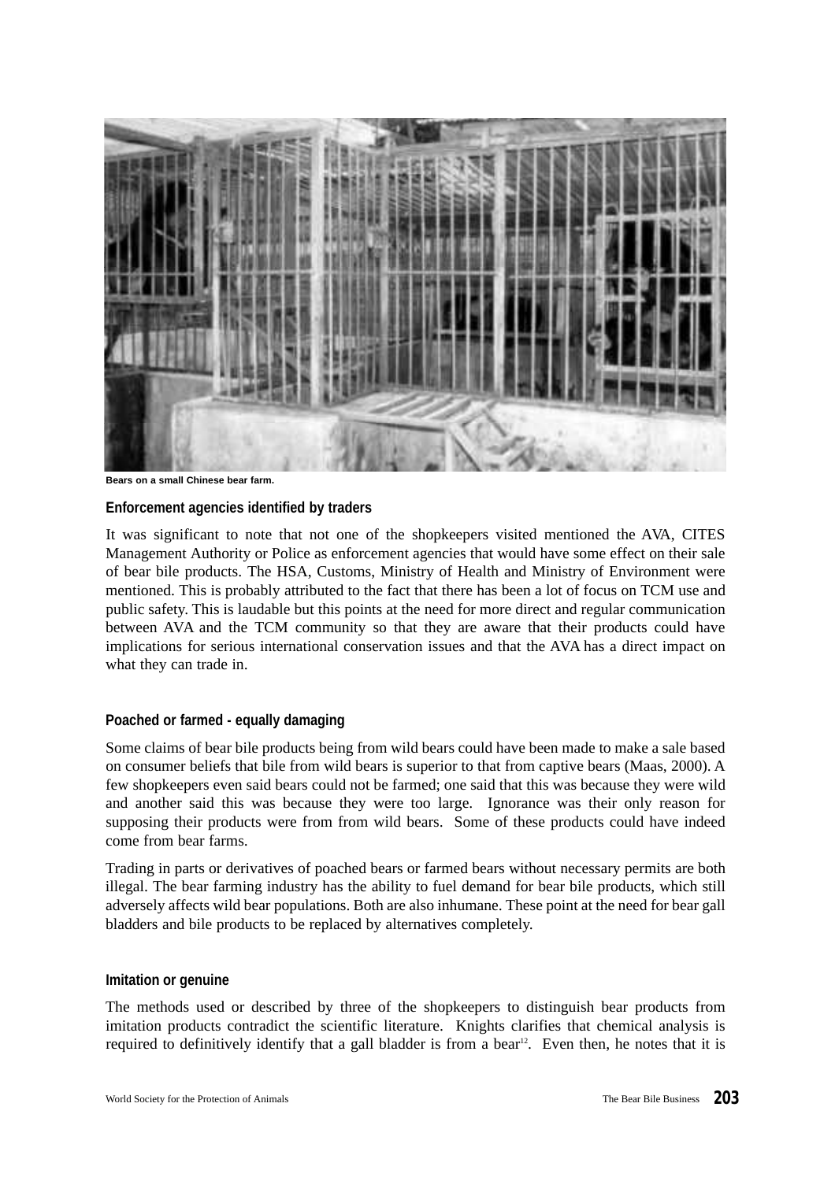Bears on a small Chinese bear farm.

### Enforcement agencies identified by traders

It was significant to note that not one of the shopkeepers visited mentioned the AVA, CITES Management Authority or Police as enforcement agencies that would have some effect on their sale of bear bile products. The HSA, Customs, Ministry of Health and Ministry of Environment were mentioned. This is probably attributed to the fact that there has been a lot of focus on TCM use and public safety. This is laudable but this points at the need for more direct and regular communication between AVA and the TCM community so that they are aware that their products could have implications for serious international conservation issues and that the AVA has a direct impact on what they can trade in.

### Poached or farmed - equally damaging

Some claims of bear bile products being from wild bears could have been made to make a sale based on consumer beliefs that bile from wild bears is superior to that from captive bears (Maas, 2000). A few shopkeepers even said bears could not be farmed; one said that this was because they were wild and another said this was because they were too large. Ignorance was their only reason for supposing their products were from from wild bears. Some of these products could have indeed come from bear farms.

Trading in parts or derivatives of poached bears or farmed bears without necessary permits are both illegal. The bear farming industry has the ability to fuel demand for bear bile products, which still adversely affects wild bear populations. Both are also inhumane. These point at the need for bear gall bladders and bile products to be replaced by alternatives completely.

### Imitation or genuine

The methods used or described by three of the shopkeepers to distinguish bear products from imitation products contradict the scientific literature. Knights clarifies that chemical analysis is required to definitively identify that a gall bladder is from a bear[12]. Even then, he notes that it is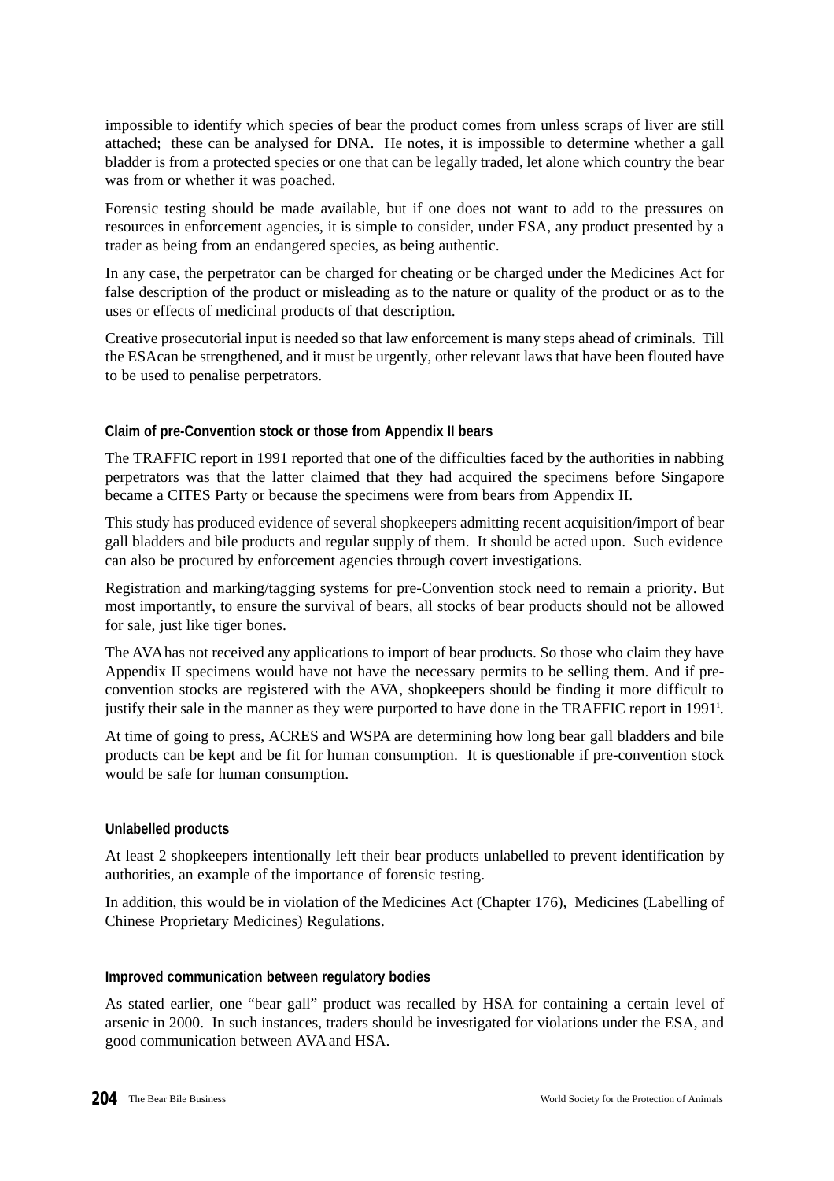impossible to identify which species of bear the product comes from unless scraps of liver are still attached; these can be analysed for DNA. He notes, it is impossible to determine whether a gall bladder is from a protected species or one that can be legally traded, let alone which country the bear was from or whether it was poached.

Forensic testing should be made available, but if one does not want to add to the pressures on resources in enforcement agencies, it is simple to consider, under ESA, any product presented by a trader as being from an endangered species, as being authentic.

In any case, the perpetrator can be charged for cheating or be charged under the Medicines Act for false description of the product or misleading as to the nature or quality of the product or as to the uses or effects of medicinal products of that description.

Creative prosecutorial input is needed so that law enforcement is many steps ahead of criminals. Till the ESAcan be strengthened, and it must be urgently, other relevant laws that have been flouted have to be used to penalise perpetrators.

#### Claim of pre-Convention stock or those from Appendix II bears

The TRAFFIC report in 1991 reported that one of the difficulties faced by the authorities in nabbing perpetrators was that the latter claimed that they had acquired the specimens before Singapore became a CITES Party or because the specimens were from bears from Appendix II.

This study has produced evidence of several shopkeepers admitting recent acquisition/import of bear gall bladders and bile products and regular supply of them. It should be acted upon. Such evidence can also be procured by enforcement agencies through covert investigations.

Registration and marking/tagging systems for pre-Convention stock need to remain a priority. But most importantly, to ensure the survival of bears, all stocks of bear products should not be allowed for sale, just like tiger bones.

The AVA has not received any applications to import of bear products. So those who claim they have Appendix II specimens would have not have the necessary permits to be selling them. And if pre-convention stocks are registered with the AVA, shopkeepers should be finding it more difficult to justify their sale in the manner as they were purported to have done in the TRAFFIC report in 1991[1].

At time of going to press, ACRES and WSPA are determining how long bear gall bladders and bile products can be kept and be fit for human consumption. It is questionable if pre-convention stock would be safe for human consumption.

#### Unlabelled products

At least 2 shopkeepers intentionally left their bear products unlabelled to prevent identification by authorities, an example of the importance of forensic testing.

In addition, this would be in violation of the Medicines Act (Chapter 176), Medicines (Labelling of Chinese Proprietary Medicines) Regulations.

#### Improved communication between regulatory bodies

As stated earlier, one "bear gall" product was recalled by HSA for containing a certain level of arsenic in 2000. In such instances, traders should be investigated for violations under the ESA, and good communication between AVA and HSA.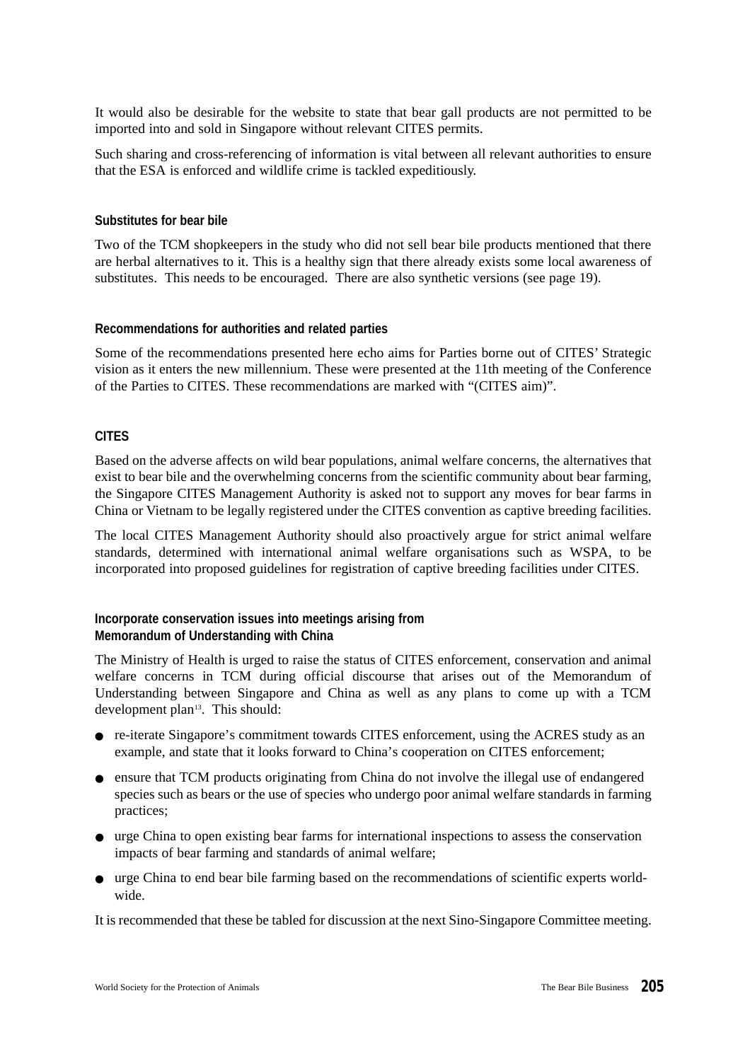It would also be desirable for the website to state that bear gall products are not permitted to be imported into and sold in Singapore without relevant CITES permits.

Such sharing and cross-referencing of information is vital between all relevant authorities to ensure that the ESA is enforced and wildlife crime is tackled expeditiously.

### Substitutes for bear bile

Two of the TCM shopkeepers in the study who did not sell bear bile products mentioned that there are herbal alternatives to it. This is a healthy sign that there already exists some local awareness of substitutes. This needs to be encouraged. There are also synthetic versions (see page 19).

### Recommendations for authorities and related parties

Some of the recommendations presented here echo aims for Parties borne out of CITES' Strategic vision as it enters the new millennium. These were presented at the 11th meeting of the Conference of the Parties to CITES. These recommendations are marked with "(CITES aim)".

### CITES

Based on the adverse affects on wild bear populations, animal welfare concerns, the alternatives that exist to bear bile and the overwhelming concerns from the scientific community about bear farming, the Singapore CITES Management Authority is asked not to support any moves for bear farms in China or Vietnam to be legally registered under the CITES convention as captive breeding facilities.

The local CITES Management Authority should also proactively argue for strict animal welfare standards, determined with international animal welfare organisations such as WSPA, to be incorporated into proposed guidelines for registration of captive breeding facilities under CITES.

### Incorporate conservation issues into meetings arising from Memorandum of Understanding with China

The Ministry of Health is urged to raise the status of CITES enforcement, conservation and animal welfare concerns in TCM during official discourse that arises out of the Memorandum of Understanding between Singapore and China as well as any plans to come up with a TCM development plan[13]. This should:

- re-iterate Singapore's commitment towards CITES enforcement, using the ACRES study as an example, and state that it looks forward to China's cooperation on CITES enforcement;
- ensure that TCM products originating from China do not involve the illegal use of endangered species such as bears or the use of species who undergo poor animal welfare standards in farming practices;
- urge China to open existing bear farms for international inspections to assess the conservation impacts of bear farming and standards of animal welfare;
- urge China to end bear bile farming based on the recommendations of scientific experts world-wide.

It is recommended that these be tabled for discussion at the next Sino-Singapore Committee meeting.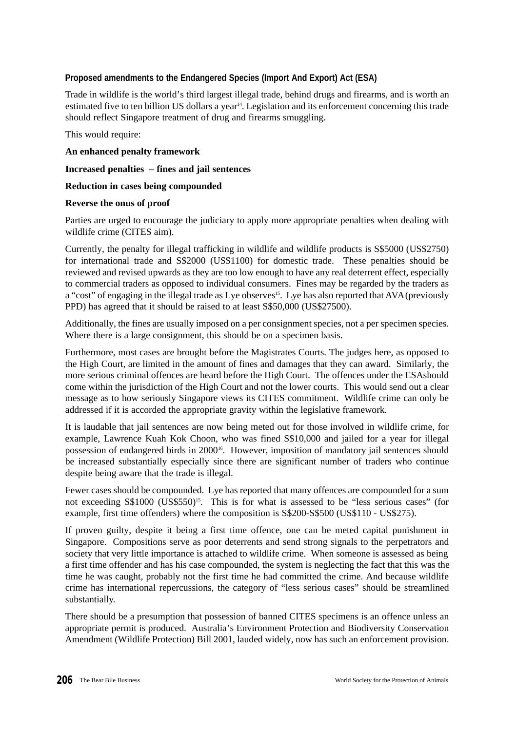### Proposed amendments to the Endangered Species (Import And Export) Act (ESA)

Trade in wildlife is the world's third largest illegal trade, behind drugs and firearms, and is worth an estimated five to ten billion US dollars a year[14]. Legislation and its enforcement concerning this trade should reflect Singapore treatment of drug and firearms smuggling.

This would require:

**An enhanced penalty framework**

**Increased penalties – fines and jail sentences**

**Reduction in cases being compounded**

**Reverse the onus of proof**

Parties are urged to encourage the judiciary to apply more appropriate penalties when dealing with wildlife crime (CITES aim).

Currently, the penalty for illegal trafficking in wildlife and wildlife products is S$5000 (US$2750) for international trade and S$2000 (US$1100) for domestic trade. These penalties should be reviewed and revised upwards as they are too low enough to have any real deterrent effect, especially to commercial traders as opposed to individual consumers. Fines may be regarded by the traders as a "cost" of engaging in the illegal trade as Lye observes[15]. Lye has also reported that AVA (previously PPD) has agreed that it should be raised to at least S$50,000 (US$27500).

Additionally, the fines are usually imposed on a per consignment species, not a per specimen species. Where there is a large consignment, this should be on a specimen basis.

Furthermore, most cases are brought before the Magistrates Courts. The judges here, as opposed to the High Court, are limited in the amount of fines and damages that they can award. Similarly, the more serious criminal offences are heard before the High Court. The offences under the ESA should come within the jurisdiction of the High Court and not the lower courts. This would send out a clear message as to how seriously Singapore views its CITES commitment. Wildlife crime can only be addressed if it is accorded the appropriate gravity within the legislative framework.

It is laudable that jail sentences are now being meted out for those involved in wildlife crime, for example, Lawrence Kuah Kok Choon, who was fined S$10,000 and jailed for a year for illegal possession of endangered birds in 2000[16]. However, imposition of mandatory jail sentences should be increased substantially especially since there are significant number of traders who continue despite being aware that the trade is illegal.

Fewer cases should be compounded. Lye has reported that many offences are compounded for a sum not exceeding S$1000 (US$550)[15]. This is for what is assessed to be "less serious cases" (for example, first time offenders) where the composition is S$200-S$500 (US$110 - US$275).

If proven guilty, despite it being a first time offence, one can be meted capital punishment in Singapore. Compositions serve as poor deterrents and send strong signals to the perpetrators and society that very little importance is attached to wildlife crime. When someone is assessed as being a first time offender and has his case compounded, the system is neglecting the fact that this was the time he was caught, probably not the first time he had committed the crime. And because wildlife crime has international repercussions, the category of "less serious cases" should be streamlined substantially.

There should be a presumption that possession of banned CITES specimens is an offence unless an appropriate permit is produced. Australia's Environment Protection and Biodiversity Conservation Amendment (Wildlife Protection) Bill 2001, lauded widely, now has such an enforcement provision.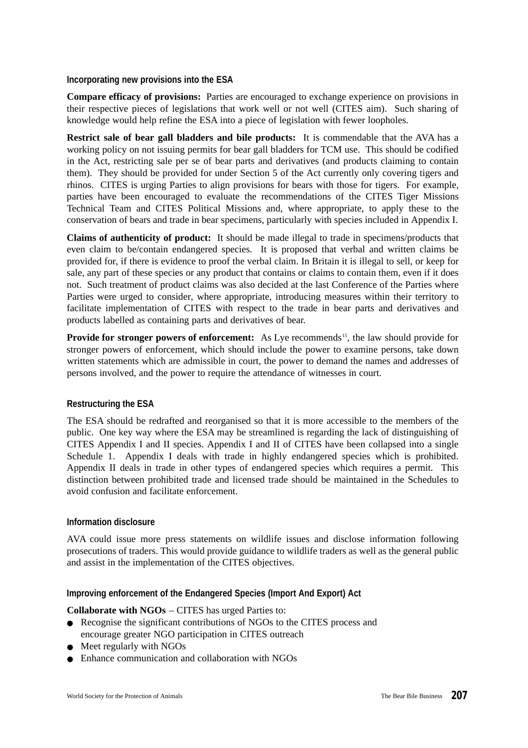### Incorporating new provisions into the ESA

**Compare efficacy of provisions:** Parties are encouraged to exchange experience on provisions in their respective pieces of legislations that work well or not well (CITES aim). Such sharing of knowledge would help refine the ESA into a piece of legislation with fewer loopholes.

**Restrict sale of bear gall bladders and bile products:** It is commendable that the AVA has a working policy on not issuing permits for bear gall bladders for TCM use. This should be codified in the Act, restricting sale per se of bear parts and derivatives (and products claiming to contain them). They should be provided for under Section 5 of the Act currently only covering tigers and rhinos. CITES is urging Parties to align provisions for bears with those for tigers. For example, parties have been encouraged to evaluate the recommendations of the CITES Tiger Missions Technical Team and CITES Political Missions and, where appropriate, to apply these to the conservation of bears and trade in bear specimens, particularly with species included in Appendix I.

**Claims of authenticity of product:** It should be made illegal to trade in specimens/products that even claim to be/contain endangered species. It is proposed that verbal and written claims be provided for, if there is evidence to proof the verbal claim. In Britain it is illegal to sell, or keep for sale, any part of these species or any product that contains or claims to contain them, even if it does not. Such treatment of product claims was also decided at the last Conference of the Parties where Parties were urged to consider, where appropriate, introducing measures within their territory to facilitate implementation of CITES with respect to the trade in bear parts and derivatives and products labelled as containing parts and derivatives of bear.

**Provide for stronger powers of enforcement:** As Lye recommends[15], the law should provide for stronger powers of enforcement, which should include the power to examine persons, take down written statements which are admissible in court, the power to demand the names and addresses of persons involved, and the power to require the attendance of witnesses in court.

### Restructuring the ESA

The ESA should be redrafted and reorganised so that it is more accessible to the members of the public. One key way where the ESA may be streamlined is regarding the lack of distinguishing of CITES Appendix I and II species. Appendix I and II of CITES have been collapsed into a single Schedule 1. Appendix I deals with trade in highly endangered species which is prohibited. Appendix II deals in trade in other types of endangered species which requires a permit. This distinction between prohibited trade and licensed trade should be maintained in the Schedules to avoid confusion and facilitate enforcement.

### Information disclosure

AVA could issue more press statements on wildlife issues and disclose information following prosecutions of traders. This would provide guidance to wildlife traders as well as the general public and assist in the implementation of the CITES objectives.

### Improving enforcement of the Endangered Species (Import And Export) Act

**Collaborate with NGOs** – CITES has urged Parties to:

- Recognise the significant contributions of NGOs to the CITES process and encourage greater NGO participation in CITES outreach
- Meet regularly with NGOs
- Enhance communication and collaboration with NGOs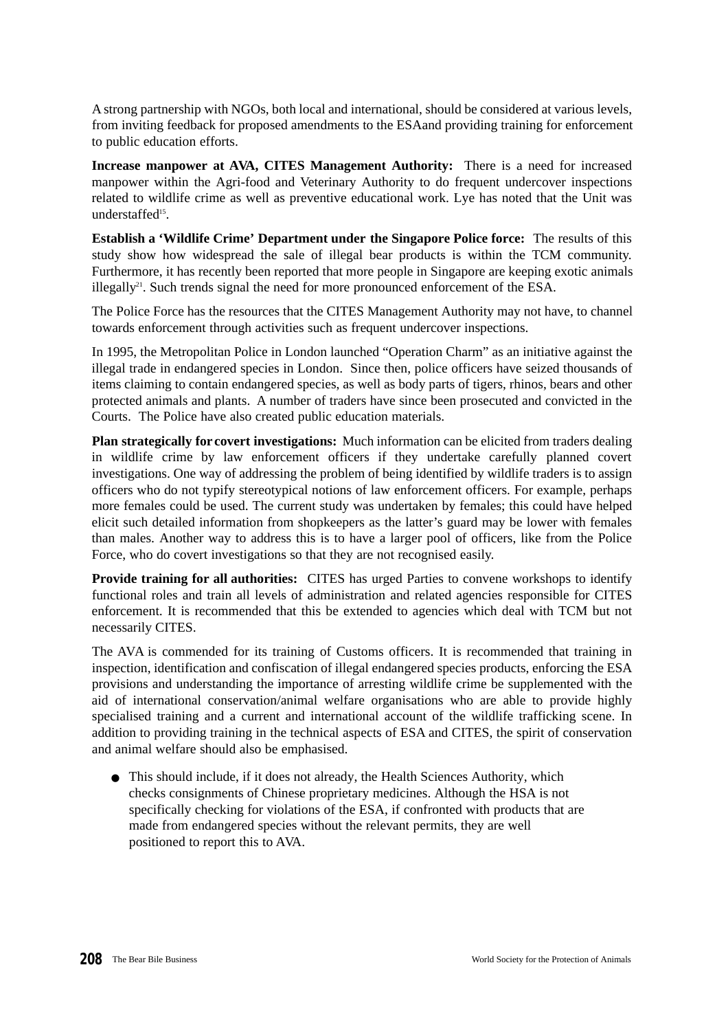A strong partnership with NGOs, both local and international, should be considered at various levels, from inviting feedback for proposed amendments to the ESAand providing training for enforcement to public education efforts.

**Increase manpower at AVA, CITES Management Authority:** There is a need for increased manpower within the Agri-food and Veterinary Authority to do frequent undercover inspections related to wildlife crime as well as preventive educational work. Lye has noted that the Unit was understaffed[15].

**Establish a 'Wildlife Crime' Department under the Singapore Police force:** The results of this study show how widespread the sale of illegal bear products is within the TCM community. Furthermore, it has recently been reported that more people in Singapore are keeping exotic animals illegally[21]. Such trends signal the need for more pronounced enforcement of the ESA.

The Police Force has the resources that the CITES Management Authority may not have, to channel towards enforcement through activities such as frequent undercover inspections.

In 1995, the Metropolitan Police in London launched "Operation Charm" as an initiative against the illegal trade in endangered species in London. Since then, police officers have seized thousands of items claiming to contain endangered species, as well as body parts of tigers, rhinos, bears and other protected animals and plants. A number of traders have since been prosecuted and convicted in the Courts. The Police have also created public education materials.

**Plan strategically for covert investigations:** Much information can be elicited from traders dealing in wildlife crime by law enforcement officers if they undertake carefully planned covert investigations. One way of addressing the problem of being identified by wildlife traders is to assign officers who do not typify stereotypical notions of law enforcement officers. For example, perhaps more females could be used. The current study was undertaken by females; this could have helped elicit such detailed information from shopkeepers as the latter's guard may be lower with females than males. Another way to address this is to have a larger pool of officers, like from the Police Force, who do covert investigations so that they are not recognised easily.

**Provide training for all authorities:** CITES has urged Parties to convene workshops to identify functional roles and train all levels of administration and related agencies responsible for CITES enforcement. It is recommended that this be extended to agencies which deal with TCM but not necessarily CITES.

The AVA is commended for its training of Customs officers. It is recommended that training in inspection, identification and confiscation of illegal endangered species products, enforcing the ESA provisions and understanding the importance of arresting wildlife crime be supplemented with the aid of international conservation/animal welfare organisations who are able to provide highly specialised training and a current and international account of the wildlife trafficking scene. In addition to providing training in the technical aspects of ESA and CITES, the spirit of conservation and animal welfare should also be emphasised.

- This should include, if it does not already, the Health Sciences Authority, which checks consignments of Chinese proprietary medicines. Although the HSA is not specifically checking for violations of the ESA, if confronted with products that are made from endangered species without the relevant permits, they are well positioned to report this to AVA.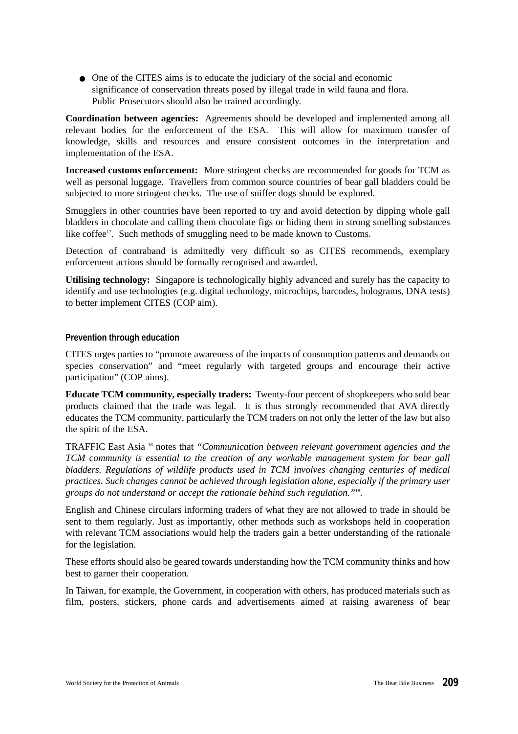- One of the CITES aims is to educate the judiciary of the social and economic significance of conservation threats posed by illegal trade in wild fauna and flora. Public Prosecutors should also be trained accordingly.

**Coordination between agencies:** Agreements should be developed and implemented among all relevant bodies for the enforcement of the ESA. This will allow for maximum transfer of knowledge, skills and resources and ensure consistent outcomes in the interpretation and implementation of the ESA.

**Increased customs enforcement:** More stringent checks are recommended for goods for TCM as well as personal luggage. Travellers from common source countries of bear gall bladders could be subjected to more stringent checks. The use of sniffer dogs should be explored.

Smugglers in other countries have been reported to try and avoid detection by dipping whole gall bladders in chocolate and calling them chocolate figs or hiding them in strong smelling substances like coffee[17]. Such methods of smuggling need to be made known to Customs.

Detection of contraband is admittedly very difficult so as CITES recommends, exemplary enforcement actions should be formally recognised and awarded.

**Utilising technology:** Singapore is technologically highly advanced and surely has the capacity to identify and use technologies (e.g. digital technology, microchips, barcodes, holograms, DNA tests) to better implement CITES (COP aim).

### Prevention through education

CITES urges parties to "promote awareness of the impacts of consumption patterns and demands on species conservation" and "meet regularly with targeted groups and encourage their active participation" (COP aims).

**Educate TCM community, especially traders:** Twenty-four percent of shopkeepers who sold bear products claimed that the trade was legal. It is thus strongly recommended that AVA directly educates the TCM community, particularly the TCM traders on not only the letter of the law but also the spirit of the ESA.

TRAFFIC East Asia [18] notes that *"Communication between relevant government agencies and the TCM community is essential to the creation of any workable management system for bear gall bladders. Regulations of wildlife products used in TCM involves changing centuries of medical practices. Such changes cannot be achieved through legislation alone, especially if the primary user groups do not understand or accept the rationale behind such regulation."*[18].

English and Chinese circulars informing traders of what they are not allowed to trade in should be sent to them regularly. Just as importantly, other methods such as workshops held in cooperation with relevant TCM associations would help the traders gain a better understanding of the rationale for the legislation.

These efforts should also be geared towards understanding how the TCM community thinks and how best to garner their cooperation.

In Taiwan, for example, the Government, in cooperation with others, has produced materials such as film, posters, stickers, phone cards and advertisements aimed at raising awareness of bear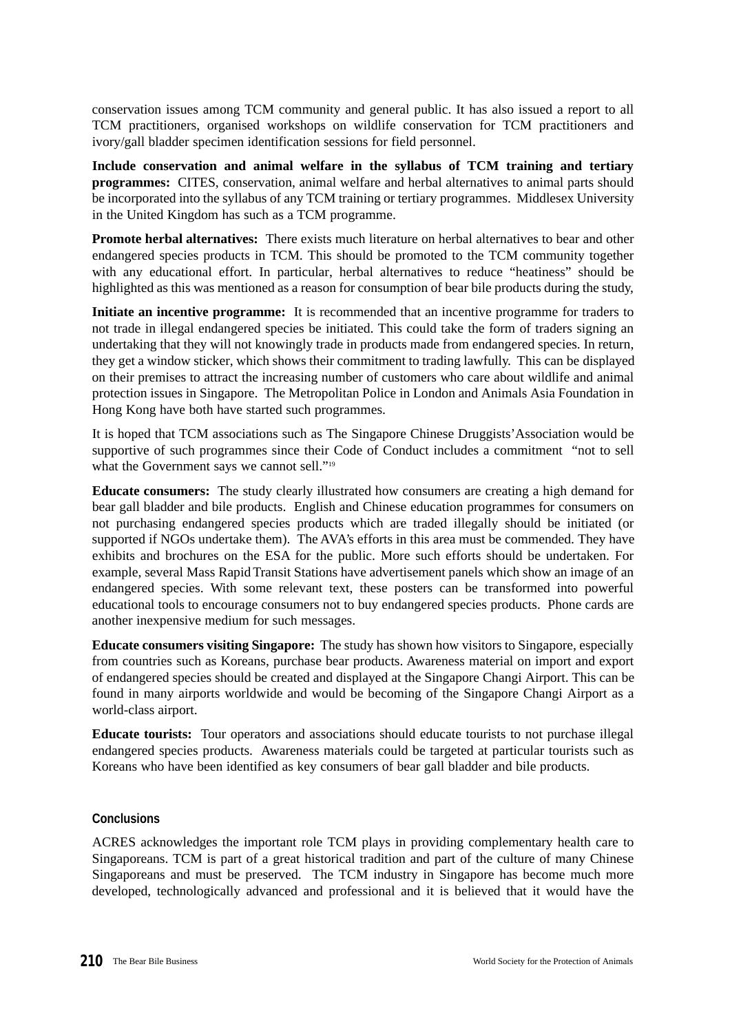conservation issues among TCM community and general public. It has also issued a report to all TCM practitioners, organised workshops on wildlife conservation for TCM practitioners and ivory/gall bladder specimen identification sessions for field personnel.

**Include conservation and animal welfare in the syllabus of TCM training and tertiary programmes:** CITES, conservation, animal welfare and herbal alternatives to animal parts should be incorporated into the syllabus of any TCM training or tertiary programmes. Middlesex University in the United Kingdom has such as a TCM programme.

**Promote herbal alternatives:** There exists much literature on herbal alternatives to bear and other endangered species products in TCM. This should be promoted to the TCM community together with any educational effort. In particular, herbal alternatives to reduce "heatiness" should be highlighted as this was mentioned as a reason for consumption of bear bile products during the study,

**Initiate an incentive programme:** It is recommended that an incentive programme for traders to not trade in illegal endangered species be initiated. This could take the form of traders signing an undertaking that they will not knowingly trade in products made from endangered species. In return, they get a window sticker, which shows their commitment to trading lawfully. This can be displayed on their premises to attract the increasing number of customers who care about wildlife and animal protection issues in Singapore. The Metropolitan Police in London and Animals Asia Foundation in Hong Kong have both have started such programmes.

It is hoped that TCM associations such as The Singapore Chinese Druggists'Association would be supportive of such programmes since their Code of Conduct includes a commitment "not to sell what the Government says we cannot sell."[19]

**Educate consumers:** The study clearly illustrated how consumers are creating a high demand for bear gall bladder and bile products. English and Chinese education programmes for consumers on not purchasing endangered species products which are traded illegally should be initiated (or supported if NGOs undertake them). The AVA's efforts in this area must be commended. They have exhibits and brochures on the ESA for the public. More such efforts should be undertaken. For example, several Mass Rapid Transit Stations have advertisement panels which show an image of an endangered species. With some relevant text, these posters can be transformed into powerful educational tools to encourage consumers not to buy endangered species products. Phone cards are another inexpensive medium for such messages.

**Educate consumers visiting Singapore:** The study has shown how visitors to Singapore, especially from countries such as Koreans, purchase bear products. Awareness material on import and export of endangered species should be created and displayed at the Singapore Changi Airport. This can be found in many airports worldwide and would be becoming of the Singapore Changi Airport as a world-class airport.

**Educate tourists:** Tour operators and associations should educate tourists to not purchase illegal endangered species products. Awareness materials could be targeted at particular tourists such as Koreans who have been identified as key consumers of bear gall bladder and bile products.

### Conclusions

ACRES acknowledges the important role TCM plays in providing complementary health care to Singaporeans. TCM is part of a great historical tradition and part of the culture of many Chinese Singaporeans and must be preserved. The TCM industry in Singapore has become much more developed, technologically advanced and professional and it is believed that it would have the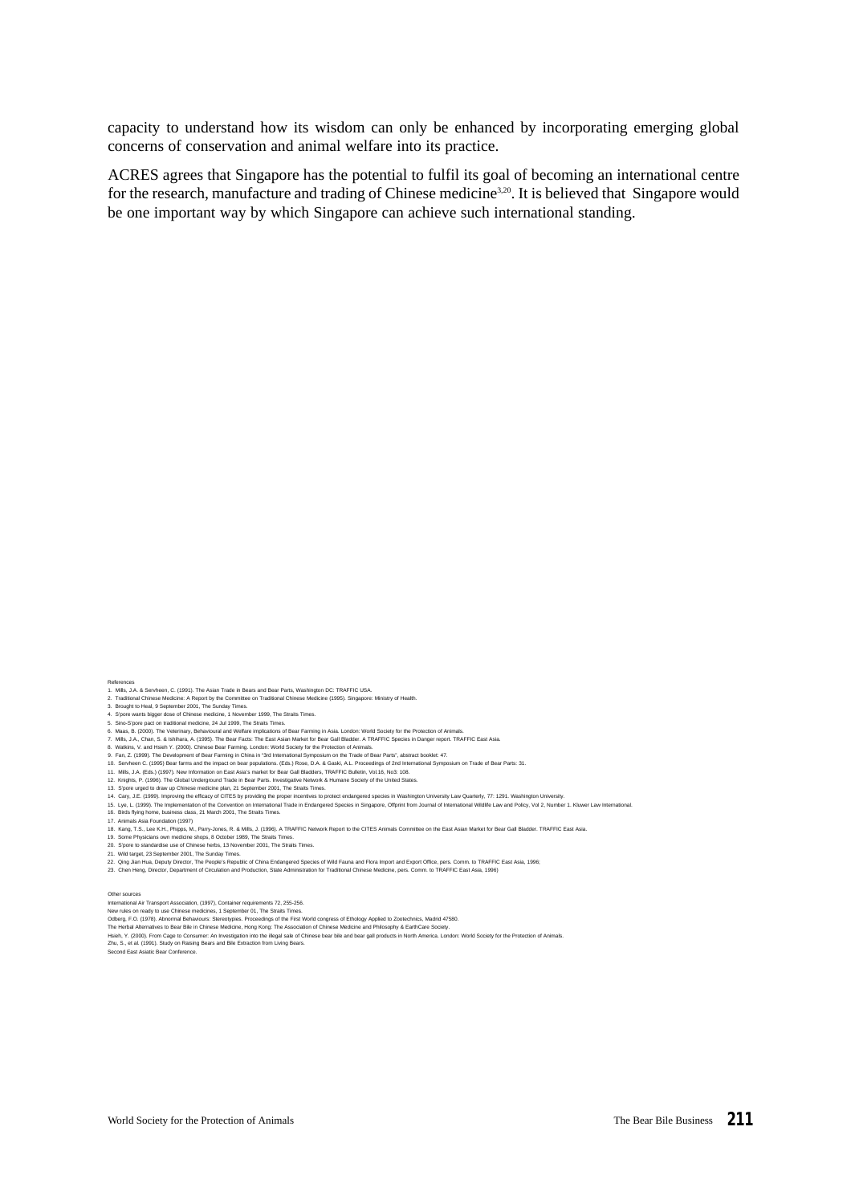capacity to understand how its wisdom can only be enhanced by incorporating emerging global concerns of conservation and animal welfare into its practice.

ACRES agrees that Singapore has the potential to fulfil its goal of becoming an international centre for the research, manufacture and trading of Chinese medicine[3,20]. It is believed that Singapore would be one important way by which Singapore can achieve such international standing.

References

1. Mills, J.A. & Servheen, C. (1991). The Asian Trade in Bears and Bear Parts, Washington DC: TRAFFIC USA.
2. Traditional Chinese Medicine: A Report by the Committee on Traditional Chinese Medicine (1995). Singapore: Ministry of Health.
3. Brought to Heal, 9 September 2001, The Sunday Times.
4. S'pore wants bigger dose of Chinese medicine, 1 November 1999, The Straits Times.
5. Sino-S'pore pact on traditional medicine, 24 Jul 1999, The Straits Times.
6. Maas, B. (2000). The Veterinary, Behavioural and Welfare implications of Bear Farming in Asia. London: World Society for the Protection of Animals.
7. Mills, J.A., Chan, S. & Ishihara, A. (1995). The Bear Facts: The East Asian Market for Bear Gall Bladder. A TRAFFIC Species in Danger report. TRAFFIC East Asia.
8. Watkins, V. and Hsieh Y. (2000). Chinese Bear Farming. London: World Society for the Protection of Animals.
9. Fan, Z. (1999). The Development of Bear Farming in China in "3rd International Symposium on the Trade of Bear Parts", abstract booklet: 47.
10. Servheen C. (1995) Bear farms and the impact on bear populations. (Eds.) Rose, D.A. & Gaski, A.L. Proceedings of 2nd International Symposium on Trade of Bear Parts: 31.
11. Mills, J.A. (Eds.) (1997). New Information on East Asia's market for Bear Gall Bladders, TRAFFIC Bulletin, Vol.16, No3: 108.
12. Knights, P. (1996). The Global Underground Trade in Bear Parts. Investigative Network & Humane Society of the United States.
13. S'pore urged to draw up Chinese medicine plan, 21 September 2001, The Straits Times.
14. Cary, J.E. (1999). Improving the efficacy of CITES by providing the proper incentives to protect endangered species in Washington University Law Quarterly, 77: 1291. Washington University.
15. Lye, L. (1999). The Implementation of the Convention on International Trade in Endangered Species in Singapore, Offprint from Journal of International Wildlife Law and Policy, Vol 2, Number 1. Kluwer Law International.
16. Birds flying home, business class, 21 March 2001, The Straits Times.
17. Animals Asia Foundation (1997)
18. Kang, T.S., Lee K.H., Phipps, M., Parry-Jones, R. & Mills, J. (1996). A TRAFFIC Network Report to the CITES Animals Committee on the East Asian Market for Bear Gall Bladder. TRAFFIC East Asia.
19. Some Physicians own medicine shops, 8 October 1989, The Straits Times.
20. S'pore to standardise use of Chinese herbs, 13 November 2001, The Straits Times.
21. Wild target, 23 September 2001, The Sunday Times.
22. Qing Jian Hua, Deputy Director, The People's Republic of China Endangered Species of Wild Fauna and Flora Import and Export Office, pers. Comm. to TRAFFIC East Asia, 1996;
23. Chen Heng, Director, Department of Circulation and Production, State Administration for Traditional Chinese Medicine, pers. Comm. to TRAFFIC East Asia, 1996)

Other sources

International Air Transport Association, (1997), Container requirements 72, 255-256.
New rules on ready to use Chinese medicines, 1 September 01, The Straits Times.
Odberg, F.O. (1978). Abnormal Behaviours: Stereotypies. Proceedings of the First World congress of Ethology Applied to Zootechnics, Madrid 47580.
The Herbal Alternatives to Bear Bile in Chinese Medicine, Hong Kong: The Association of Chinese Medicine and Philosophy & EarthCare Society.
Hsieh, Y. (2000). From Cage to Consumer: An Investigation into the illegal sale of Chinese bear bile and bear gall products in North America. London: World Society for the Protection of Animals.
Zhu, S., et al. (1991). Study on Raising Bears and Bile Extraction from Living Bears.
Second East Asiatic Bear Conference.